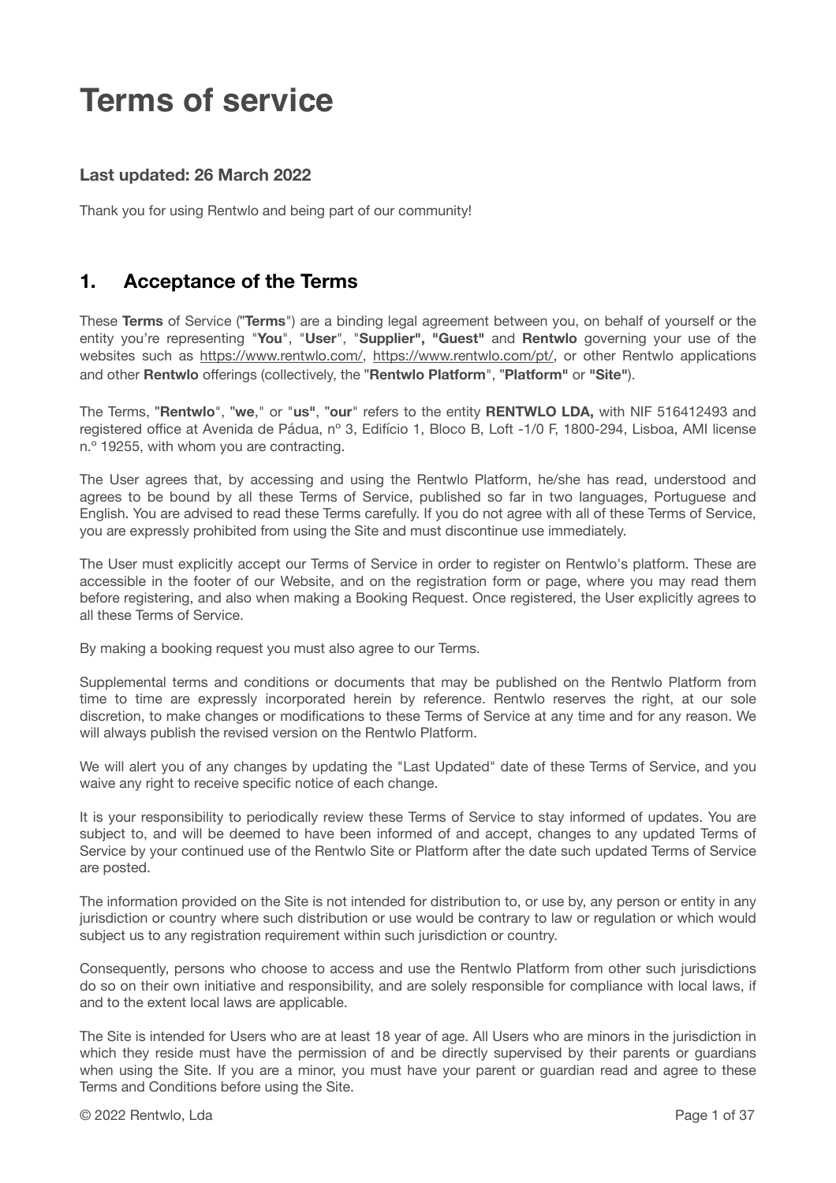# Terms of service

### Last updated: 26 March 2022

Thank you for using Rentwlo and being part of our community!

## 1. Acceptance of the Terms

These **Terms** of Service ("**Terms**") are a binding legal agreement between you, on behalf of yourself or the entity you're representing "**You**", "**User**", "**Supplier", "Guest"** and **Rentwlo** governing your use of the websites such as https://www.rentwlo.com/, https://www.rentwlo.com/pt/, or other Rentwlo applications and other **Rentwlo** offerings (collectively, the "**Rentwlo Platform**", "**Platform"** or **"Site"**).

The Terms, "**Rentwlo**", "**we**," or "**us"**, "**our**" refers to the entity **RENTWLO LDA,** with NIF 516412493 and registered office at Avenida de Pádua, nº 3, Edifício 1, Bloco B, Loft -1/0 F, 1800-294, Lisboa, AMI license n.º 19255, with whom you are contracting.

The User agrees that, by accessing and using the Rentwlo Platform, he/she has read, understood and agrees to be bound by all these Terms of Service, published so far in two languages, Portuguese and English. You are advised to read these Terms carefully. If you do not agree with all of these Terms of Service, you are expressly prohibited from using the Site and must discontinue use immediately.

The User must explicitly accept our Terms of Service in order to register on Rentwlo's platform. These are accessible in the footer of our Website, and on the registration form or page, where you may read them before registering, and also when making a Booking Request. Once registered, the User explicitly agrees to all these Terms of Service.

By making a booking request you must also agree to our Terms.

Supplemental terms and conditions or documents that may be published on the Rentwlo Platform from time to time are expressly incorporated herein by reference. Rentwlo reserves the right, at our sole discretion, to make changes or modifications to these Terms of Service at any time and for any reason. We will always publish the revised version on the Rentwlo Platform.

We will alert you of any changes by updating the "Last Updated" date of these Terms of Service, and you waive any right to receive specific notice of each change.

It is your responsibility to periodically review these Terms of Service to stay informed of updates. You are subject to, and will be deemed to have been informed of and accept, changes to any updated Terms of Service by your continued use of the Rentwlo Site or Platform after the date such updated Terms of Service are posted.

The information provided on the Site is not intended for distribution to, or use by, any person or entity in any jurisdiction or country where such distribution or use would be contrary to law or regulation or which would subject us to any registration requirement within such jurisdiction or country.

Consequently, persons who choose to access and use the Rentwlo Platform from other such jurisdictions do so on their own initiative and responsibility, and are solely responsible for compliance with local laws, if and to the extent local laws are applicable.

The Site is intended for Users who are at least 18 year of age. All Users who are minors in the jurisdiction in which they reside must have the permission of and be directly supervised by their parents or guardians when using the Site. If you are a minor, you must have your parent or guardian read and agree to these Terms and Conditions before using the Site.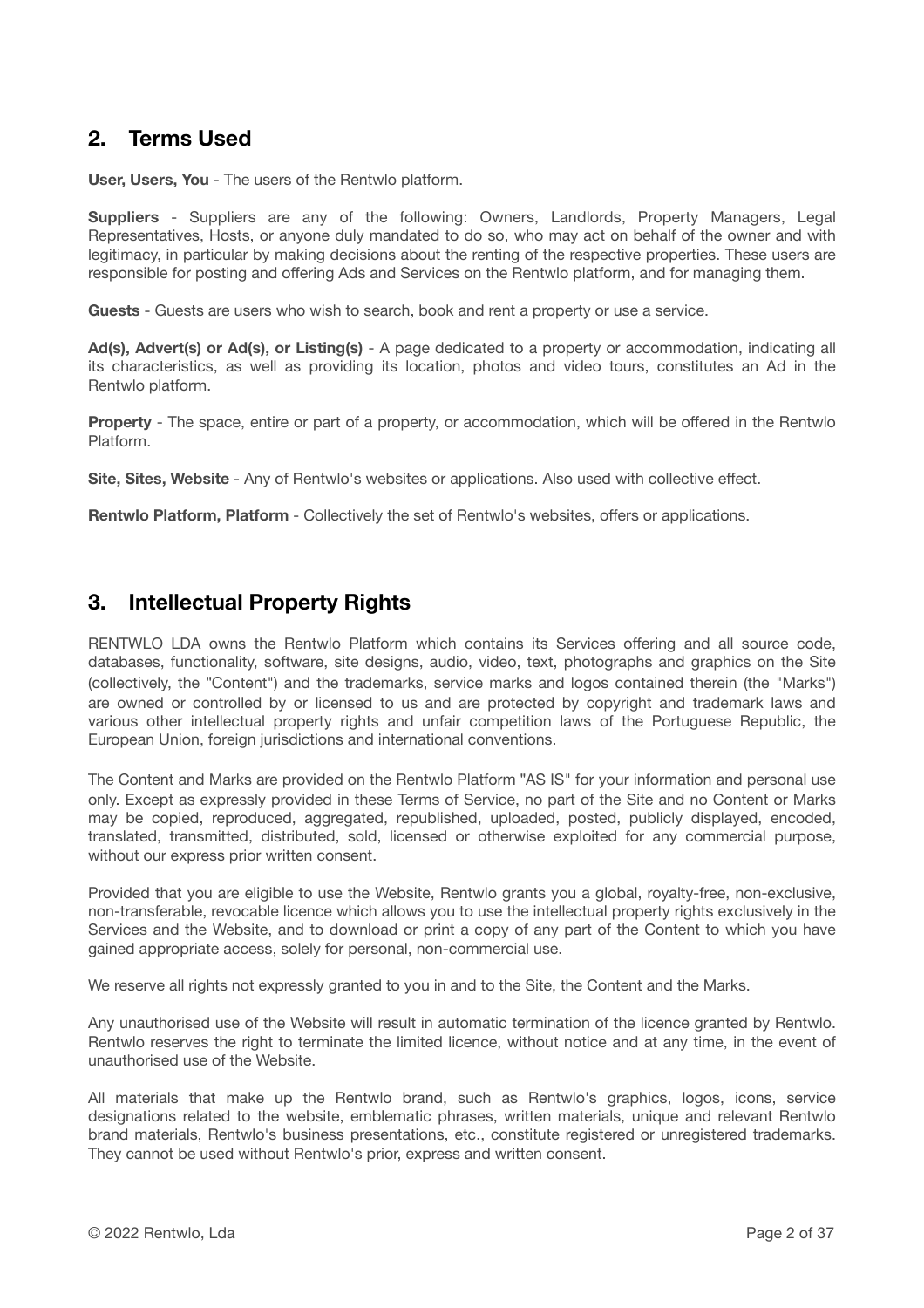## 2. Terms Used

**User, Users, You** - The users of the Rentwlo platform.

**Suppliers** - Suppliers are any of the following: Owners, Landlords, Property Managers, Legal Representatives, Hosts, or anyone duly mandated to do so, who may act on behalf of the owner and with legitimacy, in particular by making decisions about the renting of the respective properties. These users are responsible for posting and offering Ads and Services on the Rentwlo platform, and for managing them.

**Guests** - Guests are users who wish to search, book and rent a property or use a service.

**Ad(s), Advert(s) or Ad(s), or Listing(s)** - A page dedicated to a property or accommodation, indicating all its characteristics, as well as providing its location, photos and video tours, constitutes an Ad in the Rentwlo platform.

**Property** - The space, entire or part of a property, or accommodation, which will be offered in the Rentwlo Platform.

**Site, Sites, Website** - Any of Rentwlo's websites or applications. Also used with collective effect.

**Rentwlo Platform, Platform** - Collectively the set of Rentwlo's websites, offers or applications.

## 3. Intellectual Property Rights

RENTWLO LDA owns the Rentwlo Platform which contains its Services offering and all source code, databases, functionality, software, site designs, audio, video, text, photographs and graphics on the Site (collectively, the "Content") and the trademarks, service marks and logos contained therein (the "Marks") are owned or controlled by or licensed to us and are protected by copyright and trademark laws and various other intellectual property rights and unfair competition laws of the Portuguese Republic, the European Union, foreign jurisdictions and international conventions.

The Content and Marks are provided on the Rentwlo Platform "AS IS" for your information and personal use only. Except as expressly provided in these Terms of Service, no part of the Site and no Content or Marks may be copied, reproduced, aggregated, republished, uploaded, posted, publicly displayed, encoded, translated, transmitted, distributed, sold, licensed or otherwise exploited for any commercial purpose, without our express prior written consent.

Provided that you are eligible to use the Website, Rentwlo grants you a global, royalty-free, non-exclusive, non-transferable, revocable licence which allows you to use the intellectual property rights exclusively in the Services and the Website, and to download or print a copy of any part of the Content to which you have gained appropriate access, solely for personal, non-commercial use.

We reserve all rights not expressly granted to you in and to the Site, the Content and the Marks.

Any unauthorised use of the Website will result in automatic termination of the licence granted by Rentwlo. Rentwlo reserves the right to terminate the limited licence, without notice and at any time, in the event of unauthorised use of the Website.

All materials that make up the Rentwlo brand, such as Rentwlo's graphics, logos, icons, service designations related to the website, emblematic phrases, written materials, unique and relevant Rentwlo brand materials, Rentwlo's business presentations, etc., constitute registered or unregistered trademarks. They cannot be used without Rentwlo's prior, express and written consent.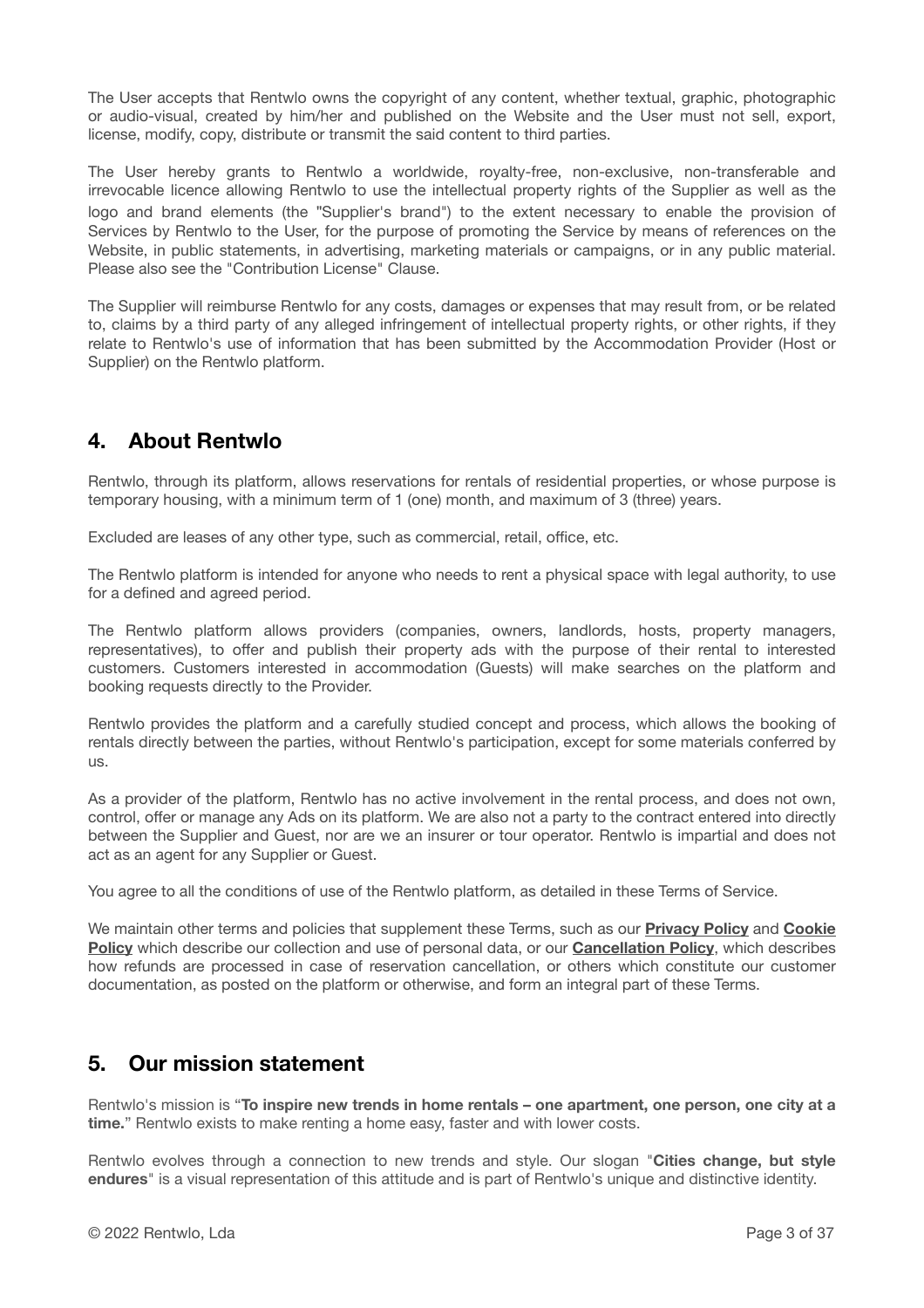The User accepts that Rentwlo owns the copyright of any content, whether textual, graphic, photographic or audio-visual, created by him/her and published on the Website and the User must not sell, export, license, modify, copy, distribute or transmit the said content to third parties.

The User hereby grants to Rentwlo a worldwide, royalty-free, non-exclusive, non-transferable and irrevocable licence allowing Rentwlo to use the intellectual property rights of the Supplier as well as the logo and brand elements (the "Supplier's brand") to the extent necessary to enable the provision of Services by Rentwlo to the User, for the purpose of promoting the Service by means of references on the Website, in public statements, in advertising, marketing materials or campaigns, or in any public material. Please also see the "Contribution License" Clause.

The Supplier will reimburse Rentwlo for any costs, damages or expenses that may result from, or be related to, claims by a third party of any alleged infringement of intellectual property rights, or other rights, if they relate to Rentwlo's use of information that has been submitted by the Accommodation Provider (Host or Supplier) on the Rentwlo platform.

## 4. About Rentwlo

Rentwlo, through its platform, allows reservations for rentals of residential properties, or whose purpose is temporary housing, with a minimum term of 1 (one) month, and maximum of 3 (three) years.

Excluded are leases of any other type, such as commercial, retail, office, etc.

The Rentwlo platform is intended for anyone who needs to rent a physical space with legal authority, to use for a defined and agreed period.

The Rentwlo platform allows providers (companies, owners, landlords, hosts, property managers, representatives), to offer and publish their property ads with the purpose of their rental to interested customers. Customers interested in accommodation (Guests) will make searches on the platform and booking requests directly to the Provider.

Rentwlo provides the platform and a carefully studied concept and process, which allows the booking of rentals directly between the parties, without Rentwlo's participation, except for some materials conferred by us.

As a provider of the platform, Rentwlo has no active involvement in the rental process, and does not own, control, offer or manage any Ads on its platform. We are also not a party to the contract entered into directly between the Supplier and Guest, nor are we an insurer or tour operator. Rentwlo is impartial and does not act as an agent for any Supplier or Guest.

You agree to all the conditions of use of the Rentwlo platform, as detailed in these Terms of Service.

We maintain other terms and policies that supplement these Terms, such as our **Privacy Policy** and **Cookie Policy** which describe our collection and use of personal data, or our **Cancellation Policy**, which describes how refunds are processed in case of reservation cancellation, or others which constitute our customer documentation, as posted on the platform or otherwise, and form an integral part of these Terms.

## 5. Our mission statement

Rentwlo's mission is "**To inspire new trends in home rentals – one apartment, one person, one city at a time.**" Rentwlo exists to make renting a home easy, faster and with lower costs.

Rentwlo evolves through a connection to new trends and style. Our slogan "**Cities change, but style endures**" is a visual representation of this attitude and is part of Rentwlo's unique and distinctive identity.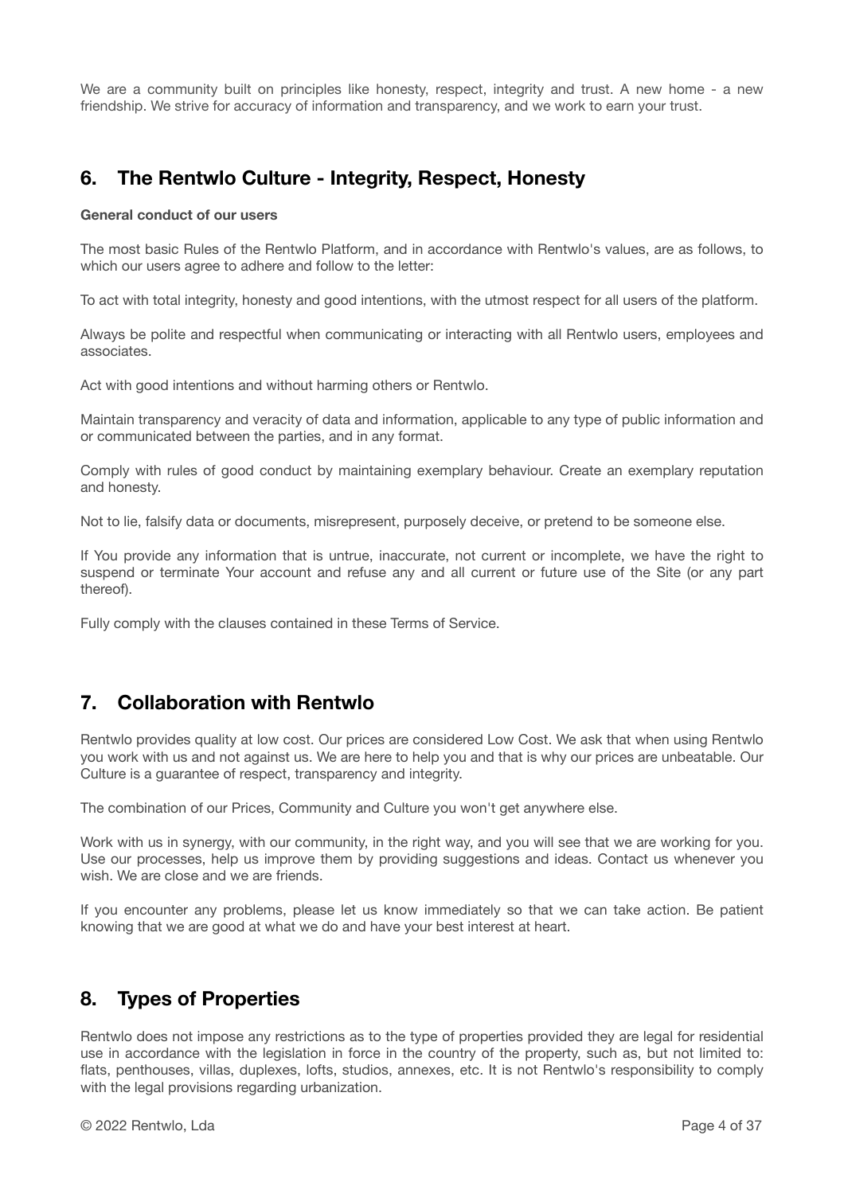We are a community built on principles like honesty, respect, integrity and trust. A new home - a new friendship. We strive for accuracy of information and transparency, and we work to earn your trust.

## 6. The Rentwlo Culture - Integrity, Respect, Honesty

**General conduct of our users**

The most basic Rules of the Rentwlo Platform, and in accordance with Rentwlo's values, are as follows, to which our users agree to adhere and follow to the letter:

To act with total integrity, honesty and good intentions, with the utmost respect for all users of the platform.

Always be polite and respectful when communicating or interacting with all Rentwlo users, employees and associates.

Act with good intentions and without harming others or Rentwlo.

Maintain transparency and veracity of data and information, applicable to any type of public information and or communicated between the parties, and in any format.

Comply with rules of good conduct by maintaining exemplary behaviour. Create an exemplary reputation and honesty.

Not to lie, falsify data or documents, misrepresent, purposely deceive, or pretend to be someone else.

If You provide any information that is untrue, inaccurate, not current or incomplete, we have the right to suspend or terminate Your account and refuse any and all current or future use of the Site (or any part thereof).

Fully comply with the clauses contained in these Terms of Service.

## 7. Collaboration with Rentwlo

Rentwlo provides quality at low cost. Our prices are considered Low Cost. We ask that when using Rentwlo you work with us and not against us. We are here to help you and that is why our prices are unbeatable. Our Culture is a guarantee of respect, transparency and integrity.

The combination of our Prices, Community and Culture you won't get anywhere else.

Work with us in synergy, with our community, in the right way, and you will see that we are working for you. Use our processes, help us improve them by providing suggestions and ideas. Contact us whenever you wish. We are close and we are friends.

If you encounter any problems, please let us know immediately so that we can take action. Be patient knowing that we are good at what we do and have your best interest at heart.

## 8. Types of Properties

Rentwlo does not impose any restrictions as to the type of properties provided they are legal for residential use in accordance with the legislation in force in the country of the property, such as, but not limited to: flats, penthouses, villas, duplexes, lofts, studios, annexes, etc. It is not Rentwlo's responsibility to comply with the legal provisions regarding urbanization.

© 2022 Rentwlo, Lda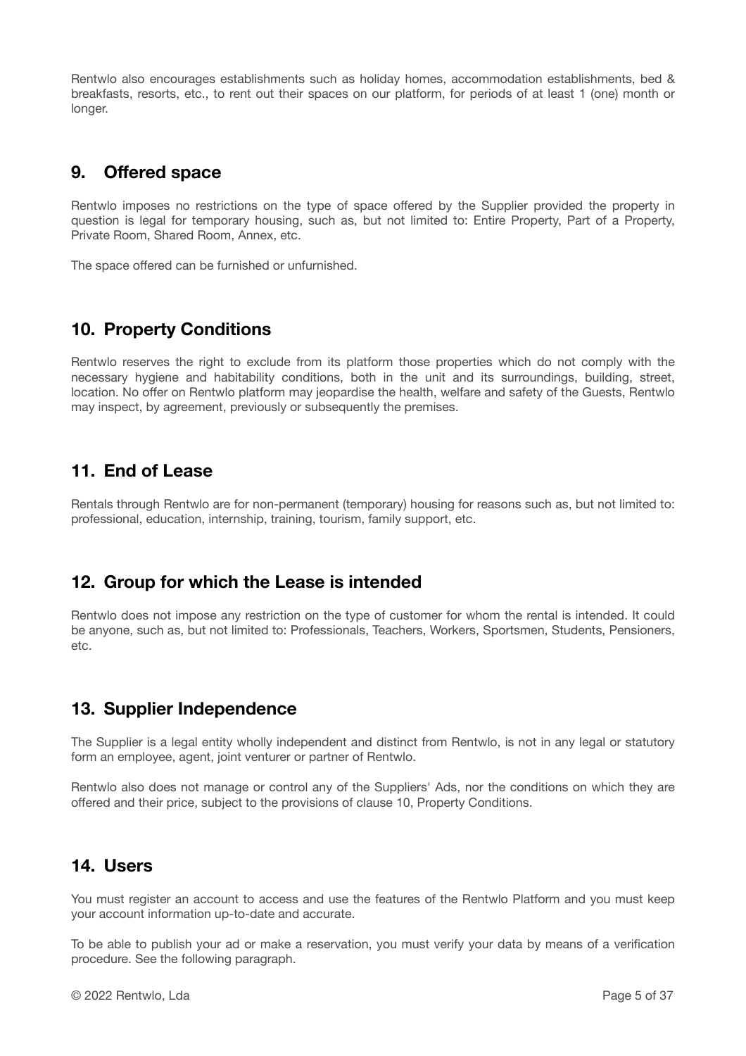Rentwlo also encourages establishments such as holiday homes, accommodation establishments, bed & breakfasts, resorts, etc., to rent out their spaces on our platform, for periods of at least 1 (one) month or longer.

## 9. Offered space

Rentwlo imposes no restrictions on the type of space offered by the Supplier provided the property in question is legal for temporary housing, such as, but not limited to: Entire Property, Part of a Property, Private Room, Shared Room, Annex, etc.

The space offered can be furnished or unfurnished.

## 10. Property Conditions

Rentwlo reserves the right to exclude from its platform those properties which do not comply with the necessary hygiene and habitability conditions, both in the unit and its surroundings, building, street, location. No offer on Rentwlo platform may jeopardise the health, welfare and safety of the Guests, Rentwlo may inspect, by agreement, previously or subsequently the premises.

## 11. End of Lease

Rentals through Rentwlo are for non-permanent (temporary) housing for reasons such as, but not limited to: professional, education, internship, training, tourism, family support, etc.

## 12. Group for which the Lease is intended

Rentwlo does not impose any restriction on the type of customer for whom the rental is intended. It could be anyone, such as, but not limited to: Professionals, Teachers, Workers, Sportsmen, Students, Pensioners, etc.

## 13. Supplier Independence

The Supplier is a legal entity wholly independent and distinct from Rentwlo, is not in any legal or statutory form an employee, agent, joint venturer or partner of Rentwlo.

Rentwlo also does not manage or control any of the Suppliers' Ads, nor the conditions on which they are offered and their price, subject to the provisions of clause 10, Property Conditions.

## 14. Users

You must register an account to access and use the features of the Rentwlo Platform and you must keep your account information up-to-date and accurate.

To be able to publish your ad or make a reservation, you must verify your data by means of a verification procedure. See the following paragraph.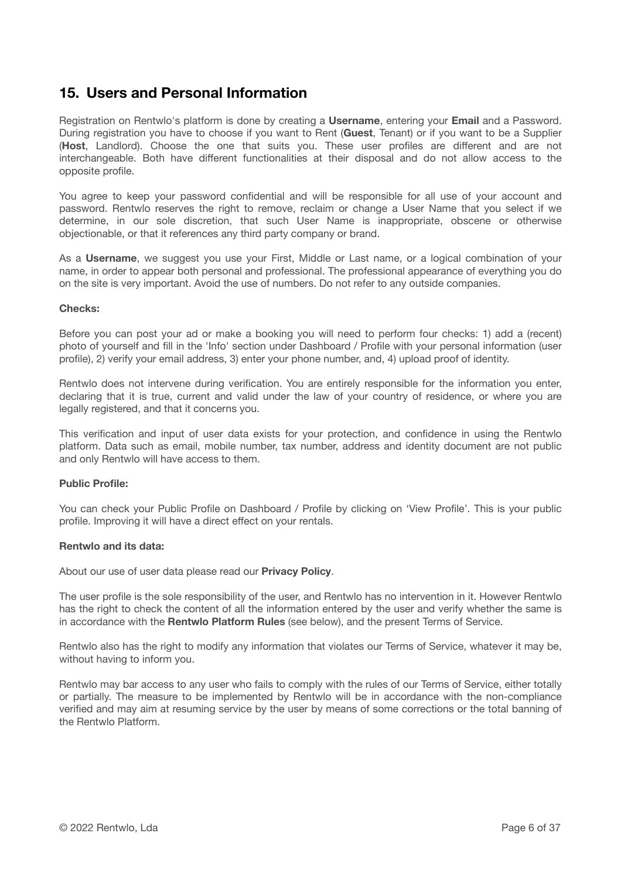## 15. Users and Personal Information

Registration on Rentwlo's platform is done by creating a **Username**, entering your **Email** and a Password. During registration you have to choose if you want to Rent (**Guest**, Tenant) or if you want to be a Supplier (**Host**, Landlord). Choose the one that suits you. These user profiles are different and are not interchangeable. Both have different functionalities at their disposal and do not allow access to the opposite profile.

You agree to keep your password confidential and will be responsible for all use of your account and password. Rentwlo reserves the right to remove, reclaim or change a User Name that you select if we determine, in our sole discretion, that such User Name is inappropriate, obscene or otherwise objectionable, or that it references any third party company or brand.

As a **Username**, we suggest you use your First, Middle or Last name, or a logical combination of your name, in order to appear both personal and professional. The professional appearance of everything you do on the site is very important. Avoid the use of numbers. Do not refer to any outside companies.

**Checks:**

Before you can post your ad or make a booking you will need to perform four checks: 1) add a (recent) photo of yourself and fill in the 'Info' section under Dashboard / Profile with your personal information (user profile), 2) verify your email address, 3) enter your phone number, and, 4) upload proof of identity.

Rentwlo does not intervene during verification. You are entirely responsible for the information you enter, declaring that it is true, current and valid under the law of your country of residence, or where you are legally registered, and that it concerns you.

This verification and input of user data exists for your protection, and confidence in using the Rentwlo platform. Data such as email, mobile number, tax number, address and identity document are not public and only Rentwlo will have access to them.

**Public Profile:**

You can check your Public Profile on Dashboard / Profile by clicking on 'View Profile'. This is your public profile. Improving it will have a direct effect on your rentals.

**Rentwlo and its data:**

About our use of user data please read our **Privacy Policy**.

The user profile is the sole responsibility of the user, and Rentwlo has no intervention in it. However Rentwlo has the right to check the content of all the information entered by the user and verify whether the same is in accordance with the **Rentwlo Platform Rules** (see below), and the present Terms of Service.

Rentwlo also has the right to modify any information that violates our Terms of Service, whatever it may be, without having to inform you.

Rentwlo may bar access to any user who fails to comply with the rules of our Terms of Service, either totally or partially. The measure to be implemented by Rentwlo will be in accordance with the non-compliance verified and may aim at resuming service by the user by means of some corrections or the total banning of the Rentwlo Platform.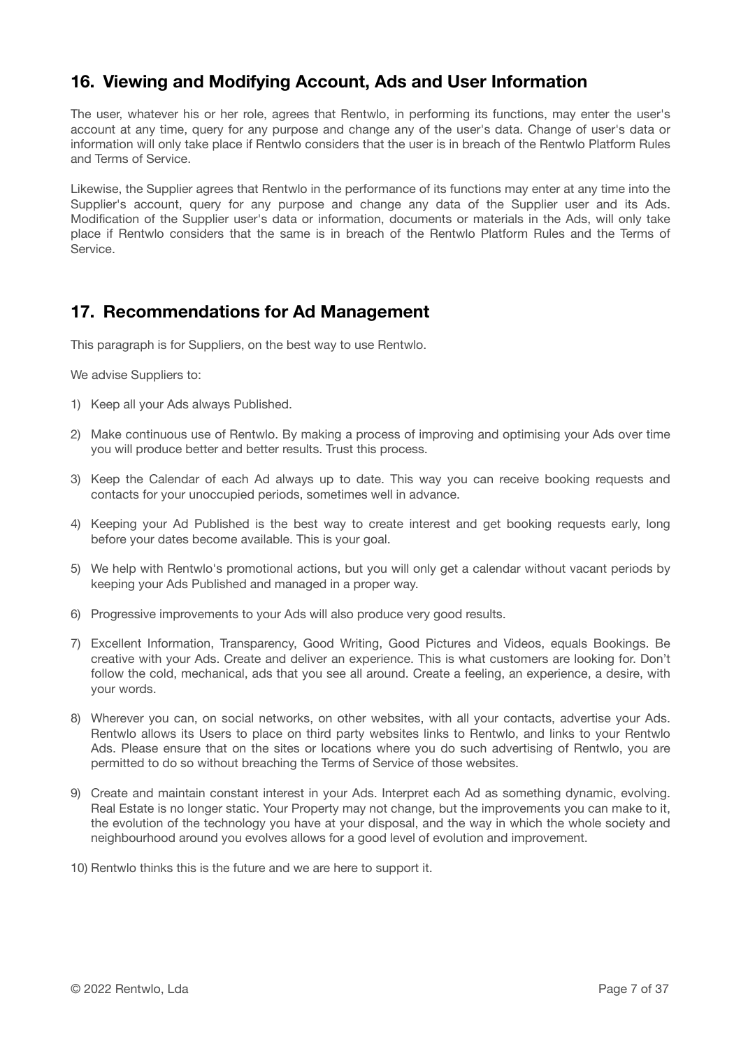## 16. Viewing and Modifying Account, Ads and User Information

The user, whatever his or her role, agrees that Rentwlo, in performing its functions, may enter the user's account at any time, query for any purpose and change any of the user's data. Change of user's data or information will only take place if Rentwlo considers that the user is in breach of the Rentwlo Platform Rules and Terms of Service.

Likewise, the Supplier agrees that Rentwlo in the performance of its functions may enter at any time into the Supplier's account, query for any purpose and change any data of the Supplier user and its Ads. Modification of the Supplier user's data or information, documents or materials in the Ads, will only take place if Rentwlo considers that the same is in breach of the Rentwlo Platform Rules and the Terms of Service.

## 17. Recommendations for Ad Management

This paragraph is for Suppliers, on the best way to use Rentwlo.

We advise Suppliers to:

1) Keep all your Ads always Published.
2) Make continuous use of Rentwlo. By making a process of improving and optimising your Ads over time you will produce better and better results. Trust this process.
3) Keep the Calendar of each Ad always up to date. This way you can receive booking requests and contacts for your unoccupied periods, sometimes well in advance.
4) Keeping your Ad Published is the best way to create interest and get booking requests early, long before your dates become available. This is your goal.
5) We help with Rentwlo's promotional actions, but you will only get a calendar without vacant periods by keeping your Ads Published and managed in a proper way.
6) Progressive improvements to your Ads will also produce very good results.
7) Excellent Information, Transparency, Good Writing, Good Pictures and Videos, equals Bookings. Be creative with your Ads. Create and deliver an experience. This is what customers are looking for. Don't follow the cold, mechanical, ads that you see all around. Create a feeling, an experience, a desire, with your words.
8) Wherever you can, on social networks, on other websites, with all your contacts, advertise your Ads. Rentwlo allows its Users to place on third party websites links to Rentwlo, and links to your Rentwlo Ads. Please ensure that on the sites or locations where you do such advertising of Rentwlo, you are permitted to do so without breaching the Terms of Service of those websites.
9) Create and maintain constant interest in your Ads. Interpret each Ad as something dynamic, evolving. Real Estate is no longer static. Your Property may not change, but the improvements you can make to it, the evolution of the technology you have at your disposal, and the way in which the whole society and neighbourhood around you evolves allows for a good level of evolution and improvement.
10) Rentwlo thinks this is the future and we are here to support it.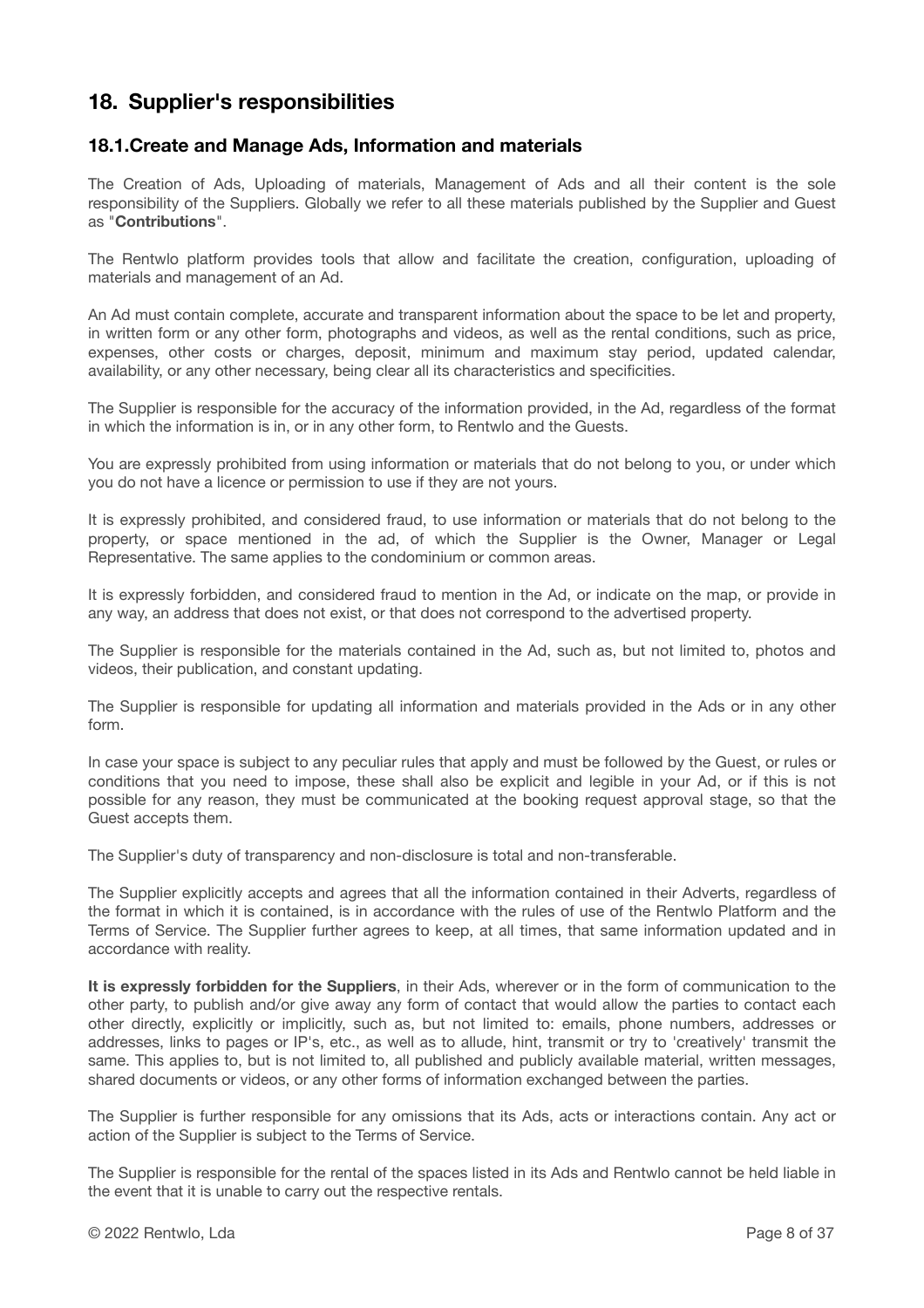# 18. Supplier's responsibilities

## 18.1. Create and Manage Ads, Information and materials

The Creation of Ads, Uploading of materials, Management of Ads and all their content is the sole responsibility of the Suppliers. Globally we refer to all these materials published by the Supplier and Guest as "**Contributions**".

The Rentwlo platform provides tools that allow and facilitate the creation, configuration, uploading of materials and management of an Ad.

An Ad must contain complete, accurate and transparent information about the space to be let and property, in written form or any other form, photographs and videos, as well as the rental conditions, such as price, expenses, other costs or charges, deposit, minimum and maximum stay period, updated calendar, availability, or any other necessary, being clear all its characteristics and specificities.

The Supplier is responsible for the accuracy of the information provided, in the Ad, regardless of the format in which the information is in, or in any other form, to Rentwlo and the Guests.

You are expressly prohibited from using information or materials that do not belong to you, or under which you do not have a licence or permission to use if they are not yours.

It is expressly prohibited, and considered fraud, to use information or materials that do not belong to the property, or space mentioned in the ad, of which the Supplier is the Owner, Manager or Legal Representative. The same applies to the condominium or common areas.

It is expressly forbidden, and considered fraud to mention in the Ad, or indicate on the map, or provide in any way, an address that does not exist, or that does not correspond to the advertised property.

The Supplier is responsible for the materials contained in the Ad, such as, but not limited to, photos and videos, their publication, and constant updating.

The Supplier is responsible for updating all information and materials provided in the Ads or in any other form.

In case your space is subject to any peculiar rules that apply and must be followed by the Guest, or rules or conditions that you need to impose, these shall also be explicit and legible in your Ad, or if this is not possible for any reason, they must be communicated at the booking request approval stage, so that the Guest accepts them.

The Supplier's duty of transparency and non-disclosure is total and non-transferable.

The Supplier explicitly accepts and agrees that all the information contained in their Adverts, regardless of the format in which it is contained, is in accordance with the rules of use of the Rentwlo Platform and the Terms of Service. The Supplier further agrees to keep, at all times, that same information updated and in accordance with reality.

**It is expressly forbidden for the Suppliers**, in their Ads, wherever or in the form of communication to the other party, to publish and/or give away any form of contact that would allow the parties to contact each other directly, explicitly or implicitly, such as, but not limited to: emails, phone numbers, addresses or addresses, links to pages or IP's, etc., as well as to allude, hint, transmit or try to 'creatively' transmit the same. This applies to, but is not limited to, all published and publicly available material, written messages, shared documents or videos, or any other forms of information exchanged between the parties.

The Supplier is further responsible for any omissions that its Ads, acts or interactions contain. Any act or action of the Supplier is subject to the Terms of Service.

The Supplier is responsible for the rental of the spaces listed in its Ads and Rentwlo cannot be held liable in the event that it is unable to carry out the respective rentals.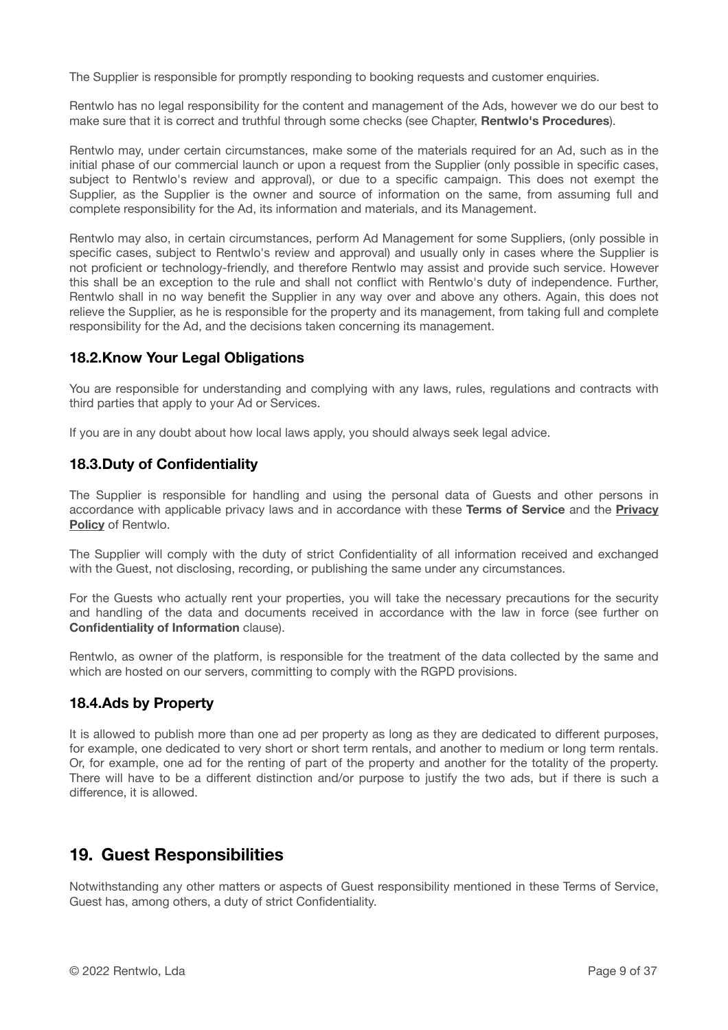The Supplier is responsible for promptly responding to booking requests and customer enquiries.

Rentwlo has no legal responsibility for the content and management of the Ads, however we do our best to make sure that it is correct and truthful through some checks (see Chapter, **Rentwlo's Procedures**).

Rentwlo may, under certain circumstances, make some of the materials required for an Ad, such as in the initial phase of our commercial launch or upon a request from the Supplier (only possible in specific cases, subject to Rentwlo's review and approval), or due to a specific campaign. This does not exempt the Supplier, as the Supplier is the owner and source of information on the same, from assuming full and complete responsibility for the Ad, its information and materials, and its Management.

Rentwlo may also, in certain circumstances, perform Ad Management for some Suppliers, (only possible in specific cases, subject to Rentwlo's review and approval) and usually only in cases where the Supplier is not proficient or technology-friendly, and therefore Rentwlo may assist and provide such service. However this shall be an exception to the rule and shall not conflict with Rentwlo's duty of independence. Further, Rentwlo shall in no way benefit the Supplier in any way over and above any others. Again, this does not relieve the Supplier, as he is responsible for the property and its management, from taking full and complete responsibility for the Ad, and the decisions taken concerning its management.

### 18.2.Know Your Legal Obligations

You are responsible for understanding and complying with any laws, rules, regulations and contracts with third parties that apply to your Ad or Services.

If you are in any doubt about how local laws apply, you should always seek legal advice.

### 18.3.Duty of Confidentiality

The Supplier is responsible for handling and using the personal data of Guests and other persons in accordance with applicable privacy laws and in accordance with these **Terms of Service** and the **Privacy Policy** of Rentwlo.

The Supplier will comply with the duty of strict Confidentiality of all information received and exchanged with the Guest, not disclosing, recording, or publishing the same under any circumstances.

For the Guests who actually rent your properties, you will take the necessary precautions for the security and handling of the data and documents received in accordance with the law in force (see further on **Confidentiality of Information** clause).

Rentwlo, as owner of the platform, is responsible for the treatment of the data collected by the same and which are hosted on our servers, committing to comply with the RGPD provisions.

### 18.4.Ads by Property

It is allowed to publish more than one ad per property as long as they are dedicated to different purposes, for example, one dedicated to very short or short term rentals, and another to medium or long term rentals. Or, for example, one ad for the renting of part of the property and another for the totality of the property. There will have to be a different distinction and/or purpose to justify the two ads, but if there is such a difference, it is allowed.

## 19. Guest Responsibilities

Notwithstanding any other matters or aspects of Guest responsibility mentioned in these Terms of Service, Guest has, among others, a duty of strict Confidentiality.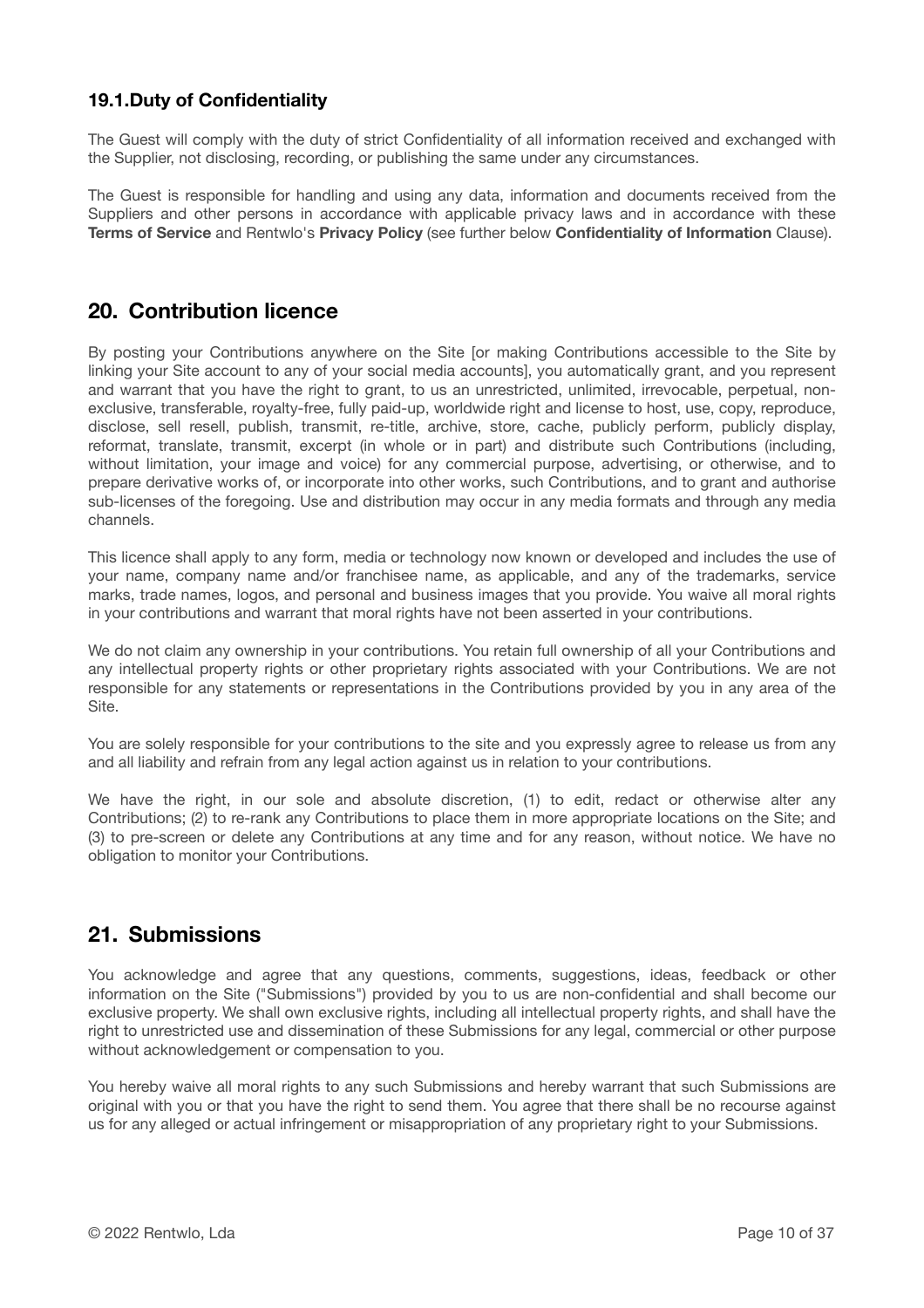### 19.1. Duty of Confidentiality

The Guest will comply with the duty of strict Confidentiality of all information received and exchanged with the Supplier, not disclosing, recording, or publishing the same under any circumstances.

The Guest is responsible for handling and using any data, information and documents received from the Suppliers and other persons in accordance with applicable privacy laws and in accordance with these **Terms of Service** and Rentwlo's **Privacy Policy** (see further below **Confidentiality of Information** Clause).

## 20. Contribution licence

By posting your Contributions anywhere on the Site [or making Contributions accessible to the Site by linking your Site account to any of your social media accounts], you automatically grant, and you represent and warrant that you have the right to grant, to us an unrestricted, unlimited, irrevocable, perpetual, non-exclusive, transferable, royalty-free, fully paid-up, worldwide right and license to host, use, copy, reproduce, disclose, sell resell, publish, transmit, re-title, archive, store, cache, publicly perform, publicly display, reformat, translate, transmit, excerpt (in whole or in part) and distribute such Contributions (including, without limitation, your image and voice) for any commercial purpose, advertising, or otherwise, and to prepare derivative works of, or incorporate into other works, such Contributions, and to grant and authorise sub-licenses of the foregoing. Use and distribution may occur in any media formats and through any media channels.

This licence shall apply to any form, media or technology now known or developed and includes the use of your name, company name and/or franchisee name, as applicable, and any of the trademarks, service marks, trade names, logos, and personal and business images that you provide. You waive all moral rights in your contributions and warrant that moral rights have not been asserted in your contributions.

We do not claim any ownership in your contributions. You retain full ownership of all your Contributions and any intellectual property rights or other proprietary rights associated with your Contributions. We are not responsible for any statements or representations in the Contributions provided by you in any area of the Site.

You are solely responsible for your contributions to the site and you expressly agree to release us from any and all liability and refrain from any legal action against us in relation to your contributions.

We have the right, in our sole and absolute discretion, (1) to edit, redact or otherwise alter any Contributions; (2) to re-rank any Contributions to place them in more appropriate locations on the Site; and (3) to pre-screen or delete any Contributions at any time and for any reason, without notice. We have no obligation to monitor your Contributions.

## 21. Submissions

You acknowledge and agree that any questions, comments, suggestions, ideas, feedback or other information on the Site ("Submissions") provided by you to us are non-confidential and shall become our exclusive property. We shall own exclusive rights, including all intellectual property rights, and shall have the right to unrestricted use and dissemination of these Submissions for any legal, commercial or other purpose without acknowledgement or compensation to you.

You hereby waive all moral rights to any such Submissions and hereby warrant that such Submissions are original with you or that you have the right to send them. You agree that there shall be no recourse against us for any alleged or actual infringement or misappropriation of any proprietary right to your Submissions.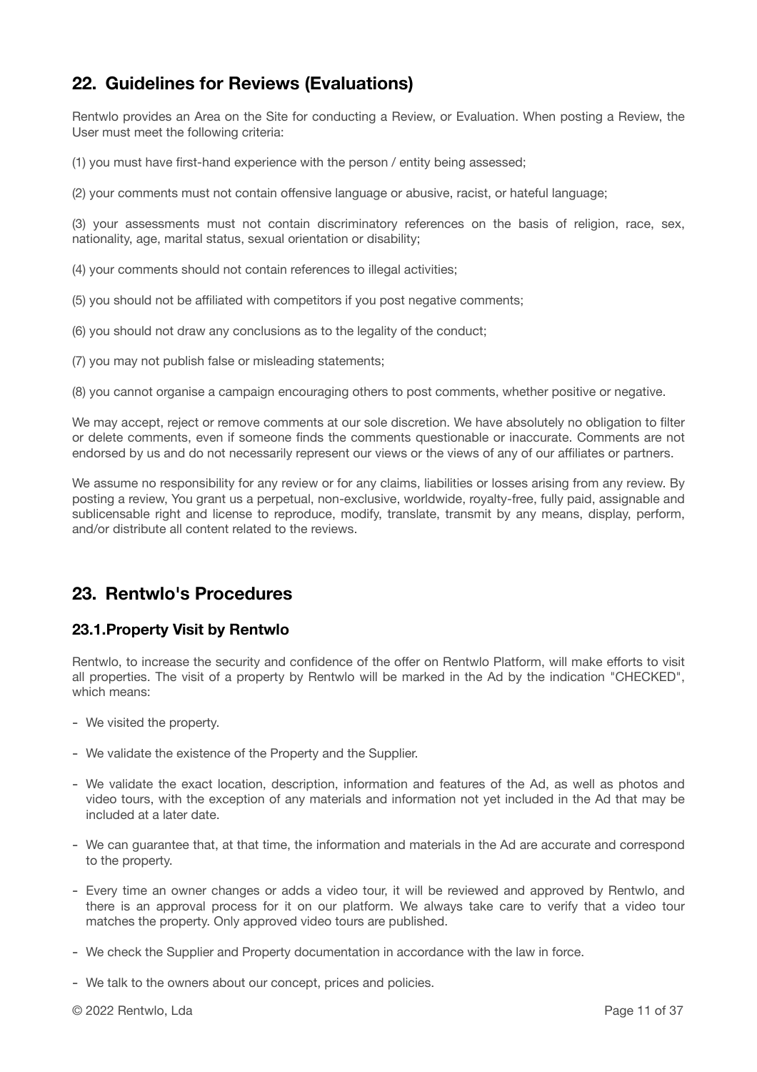## 22. Guidelines for Reviews (Evaluations)

Rentwlo provides an Area on the Site for conducting a Review, or Evaluation. When posting a Review, the User must meet the following criteria:

(1) you must have first-hand experience with the person / entity being assessed;

(2) your comments must not contain offensive language or abusive, racist, or hateful language;

(3) your assessments must not contain discriminatory references on the basis of religion, race, sex, nationality, age, marital status, sexual orientation or disability;

(4) your comments should not contain references to illegal activities;

(5) you should not be affiliated with competitors if you post negative comments;

(6) you should not draw any conclusions as to the legality of the conduct;

(7) you may not publish false or misleading statements;

(8) you cannot organise a campaign encouraging others to post comments, whether positive or negative.

We may accept, reject or remove comments at our sole discretion. We have absolutely no obligation to filter or delete comments, even if someone finds the comments questionable or inaccurate. Comments are not endorsed by us and do not necessarily represent our views or the views of any of our affiliates or partners.

We assume no responsibility for any review or for any claims, liabilities or losses arising from any review. By posting a review, You grant us a perpetual, non-exclusive, worldwide, royalty-free, fully paid, assignable and sublicensable right and license to reproduce, modify, translate, transmit by any means, display, perform, and/or distribute all content related to the reviews.

## 23. Rentwlo's Procedures

### 23.1.Property Visit by Rentwlo

Rentwlo, to increase the security and confidence of the offer on Rentwlo Platform, will make efforts to visit all properties. The visit of a property by Rentwlo will be marked in the Ad by the indication "CHECKED", which means:

- We visited the property.
- We validate the existence of the Property and the Supplier.
- We validate the exact location, description, information and features of the Ad, as well as photos and video tours, with the exception of any materials and information not yet included in the Ad that may be included at a later date.
- We can guarantee that, at that time, the information and materials in the Ad are accurate and correspond to the property.
- Every time an owner changes or adds a video tour, it will be reviewed and approved by Rentwlo, and there is an approval process for it on our platform. We always take care to verify that a video tour matches the property. Only approved video tours are published.
- We check the Supplier and Property documentation in accordance with the law in force.
- We talk to the owners about our concept, prices and policies.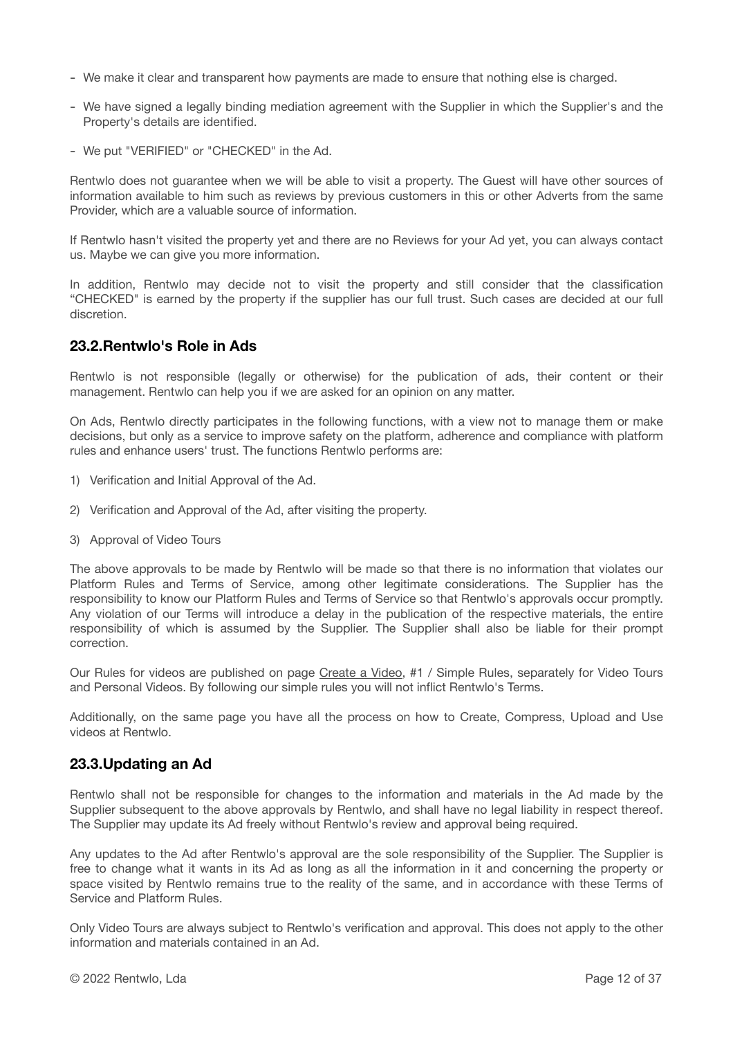- We make it clear and transparent how payments are made to ensure that nothing else is charged.
- We have signed a legally binding mediation agreement with the Supplier in which the Supplier's and the Property's details are identified.
- We put "VERIFIED" or "CHECKED" in the Ad.

Rentwlo does not guarantee when we will be able to visit a property. The Guest will have other sources of information available to him such as reviews by previous customers in this or other Adverts from the same Provider, which are a valuable source of information.

If Rentwlo hasn't visited the property yet and there are no Reviews for your Ad yet, you can always contact us. Maybe we can give you more information.

In addition, Rentwlo may decide not to visit the property and still consider that the classification "CHECKED" is earned by the property if the supplier has our full trust. Such cases are decided at our full discretion.

### 23.2.Rentwlo's Role in Ads

Rentwlo is not responsible (legally or otherwise) for the publication of ads, their content or their management. Rentwlo can help you if we are asked for an opinion on any matter.

On Ads, Rentwlo directly participates in the following functions, with a view not to manage them or make decisions, but only as a service to improve safety on the platform, adherence and compliance with platform rules and enhance users' trust. The functions Rentwlo performs are:

1) Verification and Initial Approval of the Ad.
2) Verification and Approval of the Ad, after visiting the property.
3) Approval of Video Tours

The above approvals to be made by Rentwlo will be made so that there is no information that violates our Platform Rules and Terms of Service, among other legitimate considerations. The Supplier has the responsibility to know our Platform Rules and Terms of Service so that Rentwlo's approvals occur promptly. Any violation of our Terms will introduce a delay in the publication of the respective materials, the entire responsibility of which is assumed by the Supplier. The Supplier shall also be liable for their prompt correction.

Our Rules for videos are published on page Create a Video, #1 / Simple Rules, separately for Video Tours and Personal Videos. By following our simple rules you will not inflict Rentwlo's Terms.

Additionally, on the same page you have all the process on how to Create, Compress, Upload and Use videos at Rentwlo.

### 23.3.Updating an Ad

Rentwlo shall not be responsible for changes to the information and materials in the Ad made by the Supplier subsequent to the above approvals by Rentwlo, and shall have no legal liability in respect thereof. The Supplier may update its Ad freely without Rentwlo's review and approval being required.

Any updates to the Ad after Rentwlo's approval are the sole responsibility of the Supplier. The Supplier is free to change what it wants in its Ad as long as all the information in it and concerning the property or space visited by Rentwlo remains true to the reality of the same, and in accordance with these Terms of Service and Platform Rules.

Only Video Tours are always subject to Rentwlo's verification and approval. This does not apply to the other information and materials contained in an Ad.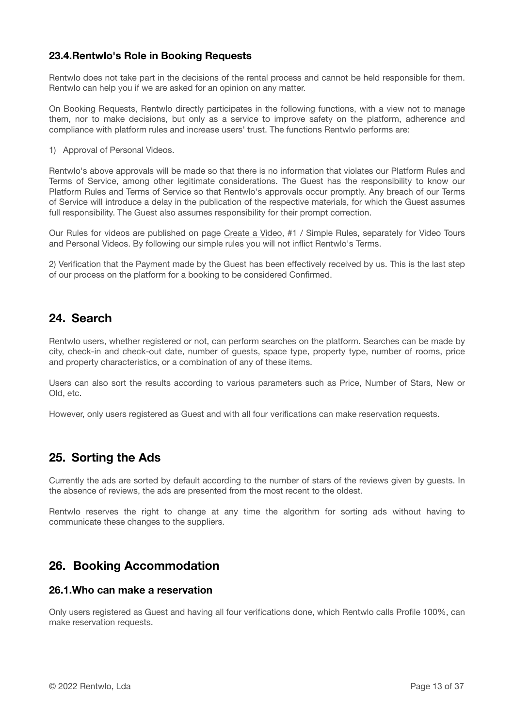### 23.4. Rentwlo's Role in Booking Requests

Rentwlo does not take part in the decisions of the rental process and cannot be held responsible for them. Rentwlo can help you if we are asked for an opinion on any matter.

On Booking Requests, Rentwlo directly participates in the following functions, with a view not to manage them, nor to make decisions, but only as a service to improve safety on the platform, adherence and compliance with platform rules and increase users' trust. The functions Rentwlo performs are:

1) Approval of Personal Videos.

Rentwlo's above approvals will be made so that there is no information that violates our Platform Rules and Terms of Service, among other legitimate considerations. The Guest has the responsibility to know our Platform Rules and Terms of Service so that Rentwlo's approvals occur promptly. Any breach of our Terms of Service will introduce a delay in the publication of the respective materials, for which the Guest assumes full responsibility. The Guest also assumes responsibility for their prompt correction.

Our Rules for videos are published on page Create a Video, #1 / Simple Rules, separately for Video Tours and Personal Videos. By following our simple rules you will not inflict Rentwlo's Terms.

2) Verification that the Payment made by the Guest has been effectively received by us. This is the last step of our process on the platform for a booking to be considered Confirmed.

## 24. Search

Rentwlo users, whether registered or not, can perform searches on the platform. Searches can be made by city, check-in and check-out date, number of guests, space type, property type, number of rooms, price and property characteristics, or a combination of any of these items.

Users can also sort the results according to various parameters such as Price, Number of Stars, New or Old, etc.

However, only users registered as Guest and with all four verifications can make reservation requests.

## 25. Sorting the Ads

Currently the ads are sorted by default according to the number of stars of the reviews given by guests. In the absence of reviews, the ads are presented from the most recent to the oldest.

Rentwlo reserves the right to change at any time the algorithm for sorting ads without having to communicate these changes to the suppliers.

## 26. Booking Accommodation

### 26.1. Who can make a reservation

Only users registered as Guest and having all four verifications done, which Rentwlo calls Profile 100%, can make reservation requests.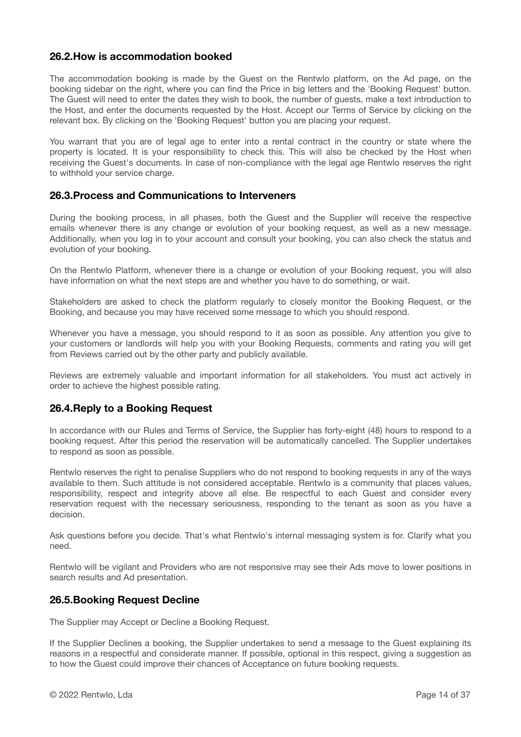## 26.2.How is accommodation booked

The accommodation booking is made by the Guest on the Rentwlo platform, on the Ad page, on the booking sidebar on the right, where you can find the Price in big letters and the 'Booking Request' button. The Guest will need to enter the dates they wish to book, the number of guests, make a text introduction to the Host, and enter the documents requested by the Host. Accept our Terms of Service by clicking on the relevant box. By clicking on the 'Booking Request' button you are placing your request.

You warrant that you are of legal age to enter into a rental contract in the country or state where the property is located. It is your responsibility to check this. This will also be checked by the Host when receiving the Guest's documents. In case of non-compliance with the legal age Rentwlo reserves the right to withhold your service charge.

## 26.3.Process and Communications to Interveners

During the booking process, in all phases, both the Guest and the Supplier will receive the respective emails whenever there is any change or evolution of your booking request, as well as a new message. Additionally, when you log in to your account and consult your booking, you can also check the status and evolution of your booking.

On the Rentwlo Platform, whenever there is a change or evolution of your Booking request, you will also have information on what the next steps are and whether you have to do something, or wait.

Stakeholders are asked to check the platform regularly to closely monitor the Booking Request, or the Booking, and because you may have received some message to which you should respond.

Whenever you have a message, you should respond to it as soon as possible. Any attention you give to your customers or landlords will help you with your Booking Requests, comments and rating you will get from Reviews carried out by the other party and publicly available.

Reviews are extremely valuable and important information for all stakeholders. You must act actively in order to achieve the highest possible rating.

## 26.4.Reply to a Booking Request

In accordance with our Rules and Terms of Service, the Supplier has forty-eight (48) hours to respond to a booking request. After this period the reservation will be automatically cancelled. The Supplier undertakes to respond as soon as possible.

Rentwlo reserves the right to penalise Suppliers who do not respond to booking requests in any of the ways available to them. Such attitude is not considered acceptable. Rentwlo is a community that places values, responsibility, respect and integrity above all else. Be respectful to each Guest and consider every reservation request with the necessary seriousness, responding to the tenant as soon as you have a decision.

Ask questions before you decide. That's what Rentwlo's internal messaging system is for. Clarify what you need.

Rentwlo will be vigilant and Providers who are not responsive may see their Ads move to lower positions in search results and Ad presentation.

## 26.5.Booking Request Decline

The Supplier may Accept or Decline a Booking Request.

If the Supplier Declines a booking, the Supplier undertakes to send a message to the Guest explaining its reasons in a respectful and considerate manner. If possible, optional in this respect, giving a suggestion as to how the Guest could improve their chances of Acceptance on future booking requests.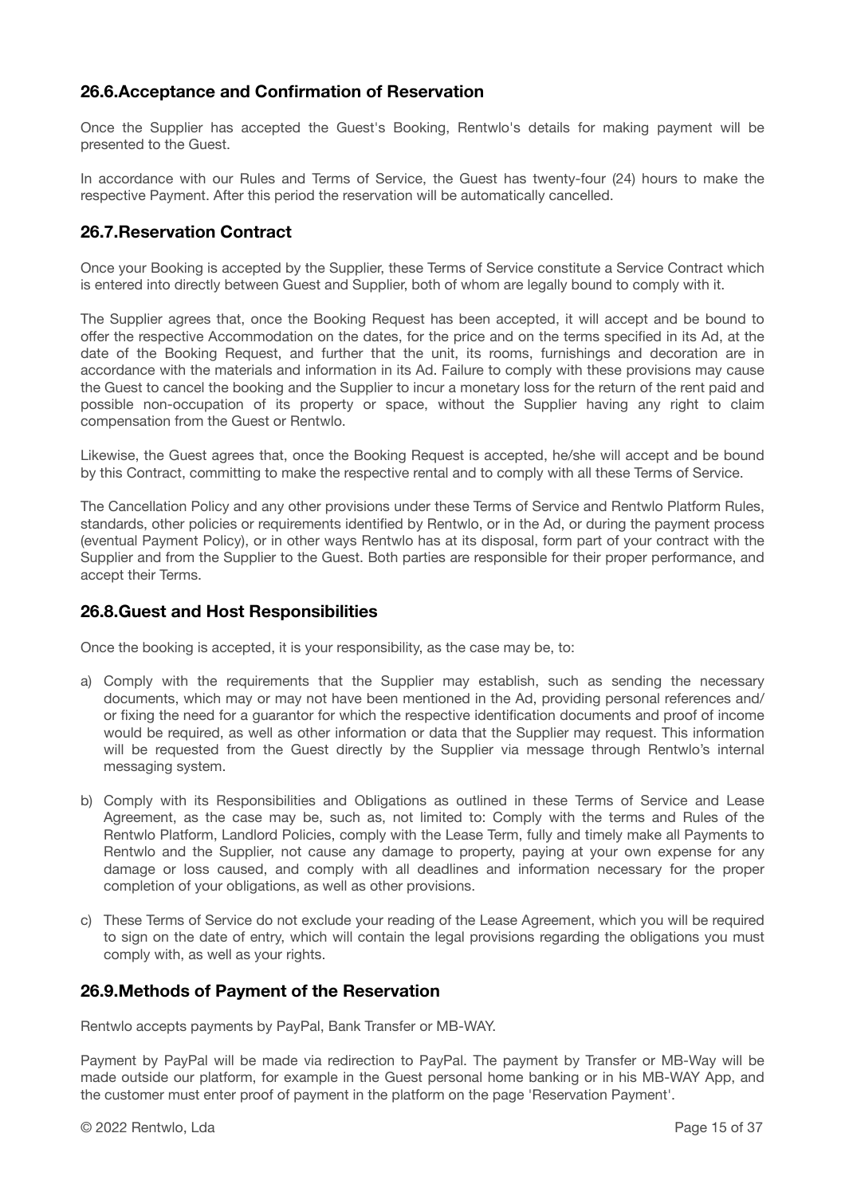## 26.6.Acceptance and Confirmation of Reservation

Once the Supplier has accepted the Guest's Booking, Rentwlo's details for making payment will be presented to the Guest.

In accordance with our Rules and Terms of Service, the Guest has twenty-four (24) hours to make the respective Payment. After this period the reservation will be automatically cancelled.

## 26.7.Reservation Contract

Once your Booking is accepted by the Supplier, these Terms of Service constitute a Service Contract which is entered into directly between Guest and Supplier, both of whom are legally bound to comply with it.

The Supplier agrees that, once the Booking Request has been accepted, it will accept and be bound to offer the respective Accommodation on the dates, for the price and on the terms specified in its Ad, at the date of the Booking Request, and further that the unit, its rooms, furnishings and decoration are in accordance with the materials and information in its Ad. Failure to comply with these provisions may cause the Guest to cancel the booking and the Supplier to incur a monetary loss for the return of the rent paid and possible non-occupation of its property or space, without the Supplier having any right to claim compensation from the Guest or Rentwlo.

Likewise, the Guest agrees that, once the Booking Request is accepted, he/she will accept and be bound by this Contract, committing to make the respective rental and to comply with all these Terms of Service.

The Cancellation Policy and any other provisions under these Terms of Service and Rentwlo Platform Rules, standards, other policies or requirements identified by Rentwlo, or in the Ad, or during the payment process (eventual Payment Policy), or in other ways Rentwlo has at its disposal, form part of your contract with the Supplier and from the Supplier to the Guest. Both parties are responsible for their proper performance, and accept their Terms.

## 26.8.Guest and Host Responsibilities

Once the booking is accepted, it is your responsibility, as the case may be, to:

a) Comply with the requirements that the Supplier may establish, such as sending the necessary documents, which may or may not have been mentioned in the Ad, providing personal references and/ or fixing the need for a guarantor for which the respective identification documents and proof of income would be required, as well as other information or data that the Supplier may request. This information will be requested from the Guest directly by the Supplier via message through Rentwlo's internal messaging system.

b) Comply with its Responsibilities and Obligations as outlined in these Terms of Service and Lease Agreement, as the case may be, such as, not limited to: Comply with the terms and Rules of the Rentwlo Platform, Landlord Policies, comply with the Lease Term, fully and timely make all Payments to Rentwlo and the Supplier, not cause any damage to property, paying at your own expense for any damage or loss caused, and comply with all deadlines and information necessary for the proper completion of your obligations, as well as other provisions.

c) These Terms of Service do not exclude your reading of the Lease Agreement, which you will be required to sign on the date of entry, which will contain the legal provisions regarding the obligations you must comply with, as well as your rights.

## 26.9.Methods of Payment of the Reservation

Rentwlo accepts payments by PayPal, Bank Transfer or MB-WAY.

Payment by PayPal will be made via redirection to PayPal. The payment by Transfer or MB-Way will be made outside our platform, for example in the Guest personal home banking or in his MB-WAY App, and the customer must enter proof of payment in the platform on the page 'Reservation Payment'.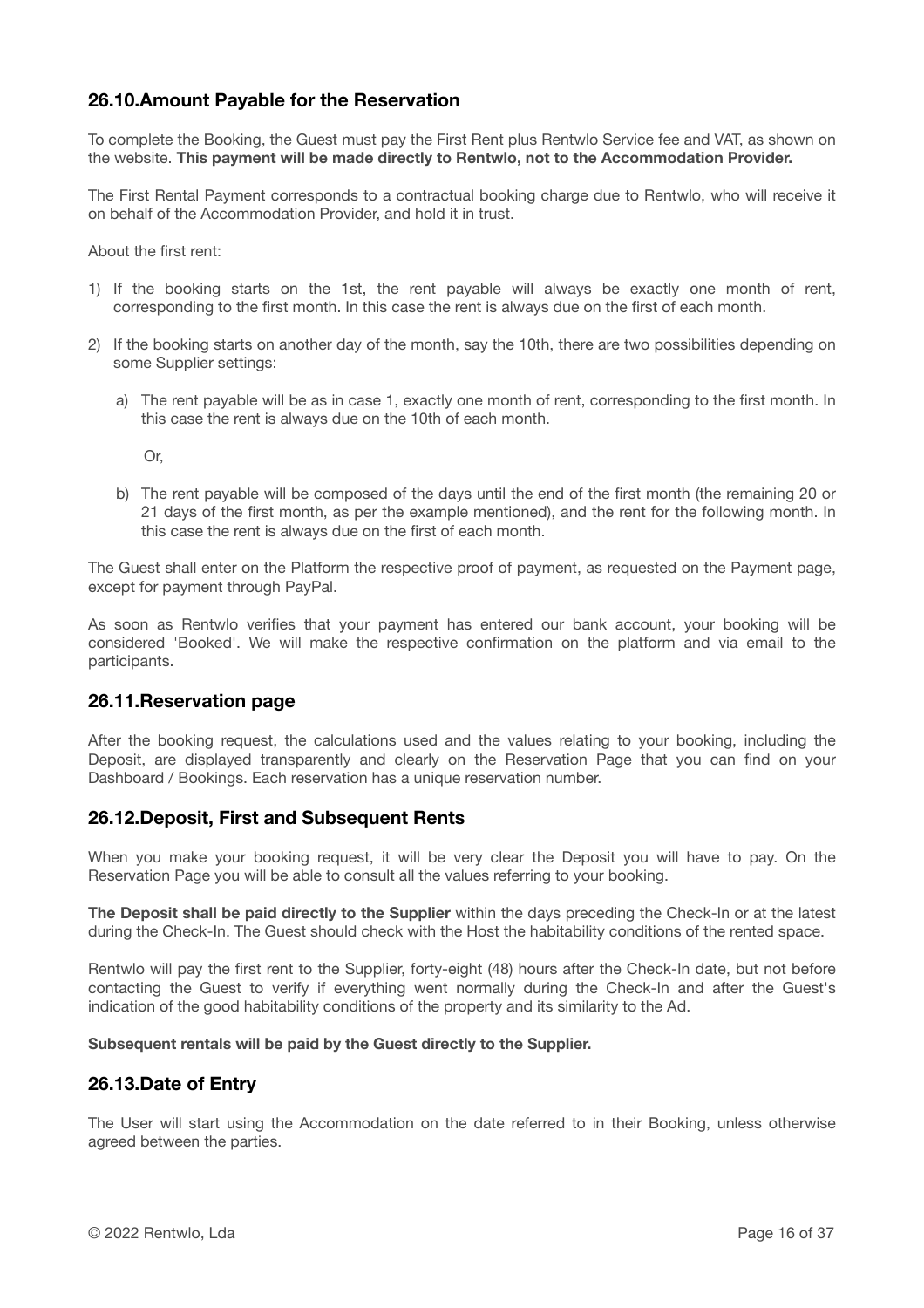## 26.10. Amount Payable for the Reservation

To complete the Booking, the Guest must pay the First Rent plus Rentwlo Service fee and VAT, as shown on the website. **This payment will be made directly to Rentwlo, not to the Accommodation Provider.**

The First Rental Payment corresponds to a contractual booking charge due to Rentwlo, who will receive it on behalf of the Accommodation Provider, and hold it in trust.

About the first rent:

1) If the booking starts on the 1st, the rent payable will always be exactly one month of rent, corresponding to the first month. In this case the rent is always due on the first of each month.

2) If the booking starts on another day of the month, say the 10th, there are two possibilities depending on some Supplier settings:

   a) The rent payable will be as in case 1, exactly one month of rent, corresponding to the first month. In this case the rent is always due on the 10th of each month.

   Or,

   b) The rent payable will be composed of the days until the end of the first month (the remaining 20 or 21 days of the first month, as per the example mentioned), and the rent for the following month. In this case the rent is always due on the first of each month.

The Guest shall enter on the Platform the respective proof of payment, as requested on the Payment page, except for payment through PayPal.

As soon as Rentwlo verifies that your payment has entered our bank account, your booking will be considered 'Booked'. We will make the respective confirmation on the platform and via email to the participants.

## 26.11. Reservation page

After the booking request, the calculations used and the values relating to your booking, including the Deposit, are displayed transparently and clearly on the Reservation Page that you can find on your Dashboard / Bookings. Each reservation has a unique reservation number.

## 26.12. Deposit, First and Subsequent Rents

When you make your booking request, it will be very clear the Deposit you will have to pay. On the Reservation Page you will be able to consult all the values referring to your booking.

**The Deposit shall be paid directly to the Supplier** within the days preceding the Check-In or at the latest during the Check-In. The Guest should check with the Host the habitability conditions of the rented space.

Rentwlo will pay the first rent to the Supplier, forty-eight (48) hours after the Check-In date, but not before contacting the Guest to verify if everything went normally during the Check-In and after the Guest's indication of the good habitability conditions of the property and its similarity to the Ad.

**Subsequent rentals will be paid by the Guest directly to the Supplier.**

## 26.13. Date of Entry

The User will start using the Accommodation on the date referred to in their Booking, unless otherwise agreed between the parties.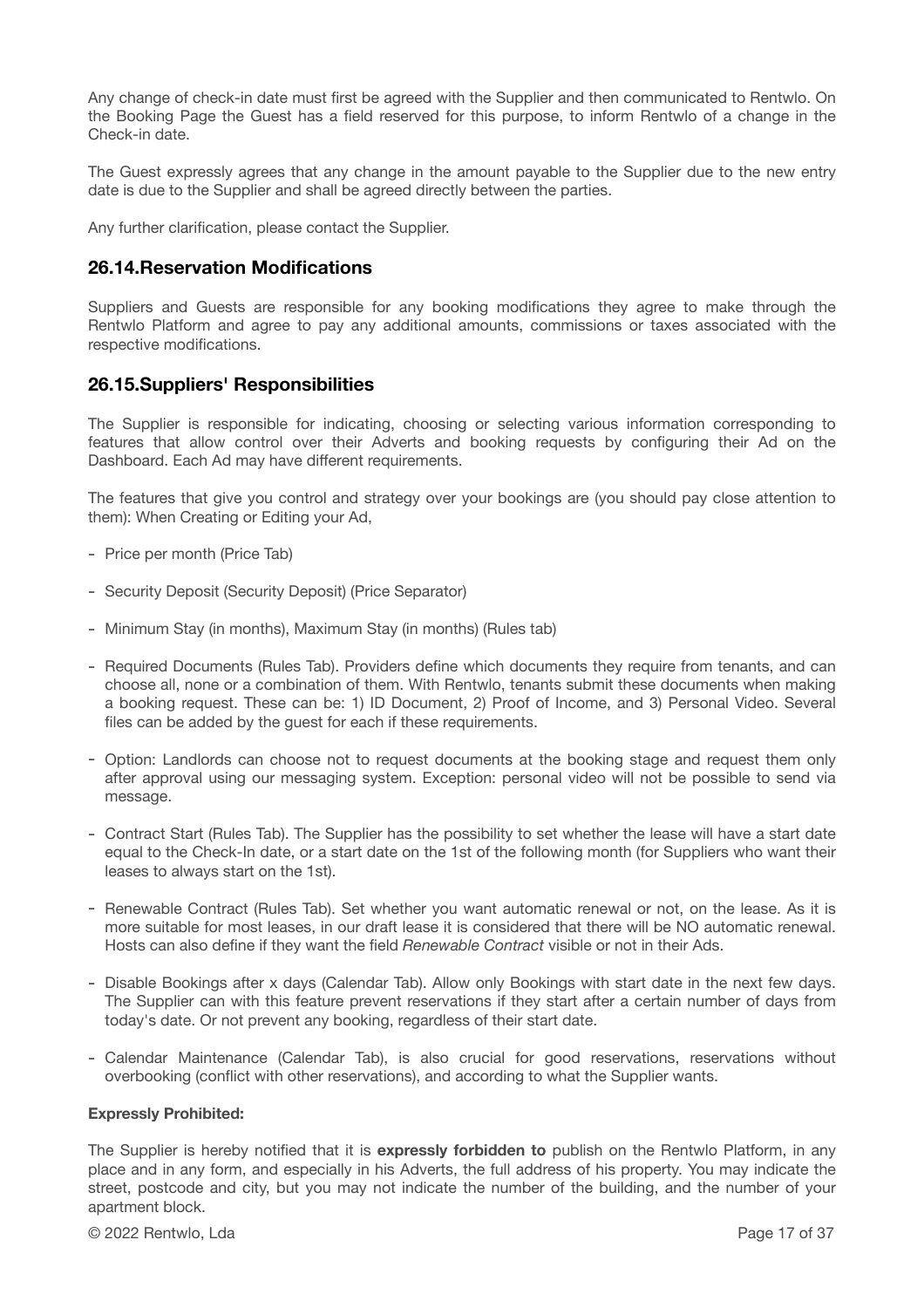Any change of check-in date must first be agreed with the Supplier and then communicated to Rentwlo. On the Booking Page the Guest has a field reserved for this purpose, to inform Rentwlo of a change in the Check-in date.

The Guest expressly agrees that any change in the amount payable to the Supplier due to the new entry date is due to the Supplier and shall be agreed directly between the parties.

Any further clarification, please contact the Supplier.

## 26.14.Reservation Modifications

Suppliers and Guests are responsible for any booking modifications they agree to make through the Rentwlo Platform and agree to pay any additional amounts, commissions or taxes associated with the respective modifications.

## 26.15.Suppliers' Responsibilities

The Supplier is responsible for indicating, choosing or selecting various information corresponding to features that allow control over their Adverts and booking requests by configuring their Ad on the Dashboard. Each Ad may have different requirements.

The features that give you control and strategy over your bookings are (you should pay close attention to them): When Creating or Editing your Ad,

- Price per month (Price Tab)
- Security Deposit (Security Deposit) (Price Separator)
- Minimum Stay (in months), Maximum Stay (in months) (Rules tab)
- Required Documents (Rules Tab). Providers define which documents they require from tenants, and can choose all, none or a combination of them. With Rentwlo, tenants submit these documents when making a booking request. These can be: 1) ID Document, 2) Proof of Income, and 3) Personal Video. Several files can be added by the guest for each if these requirements.
- Option: Landlords can choose not to request documents at the booking stage and request them only after approval using our messaging system. Exception: personal video will not be possible to send via message.
- Contract Start (Rules Tab). The Supplier has the possibility to set whether the lease will have a start date equal to the Check-In date, or a start date on the 1st of the following month (for Suppliers who want their leases to always start on the 1st).
- Renewable Contract (Rules Tab). Set whether you want automatic renewal or not, on the lease. As it is more suitable for most leases, in our draft lease it is considered that there will be NO automatic renewal. Hosts can also define if they want the field *Renewable Contract* visible or not in their Ads.
- Disable Bookings after x days (Calendar Tab). Allow only Bookings with start date in the next few days. The Supplier can with this feature prevent reservations if they start after a certain number of days from today's date. Or not prevent any booking, regardless of their start date.
- Calendar Maintenance (Calendar Tab), is also crucial for good reservations, reservations without overbooking (conflict with other reservations), and according to what the Supplier wants.

**Expressly Prohibited:**

The Supplier is hereby notified that it is **expressly forbidden to** publish on the Rentwlo Platform, in any place and in any form, and especially in his Adverts, the full address of his property. You may indicate the street, postcode and city, but you may not indicate the number of the building, and the number of your apartment block.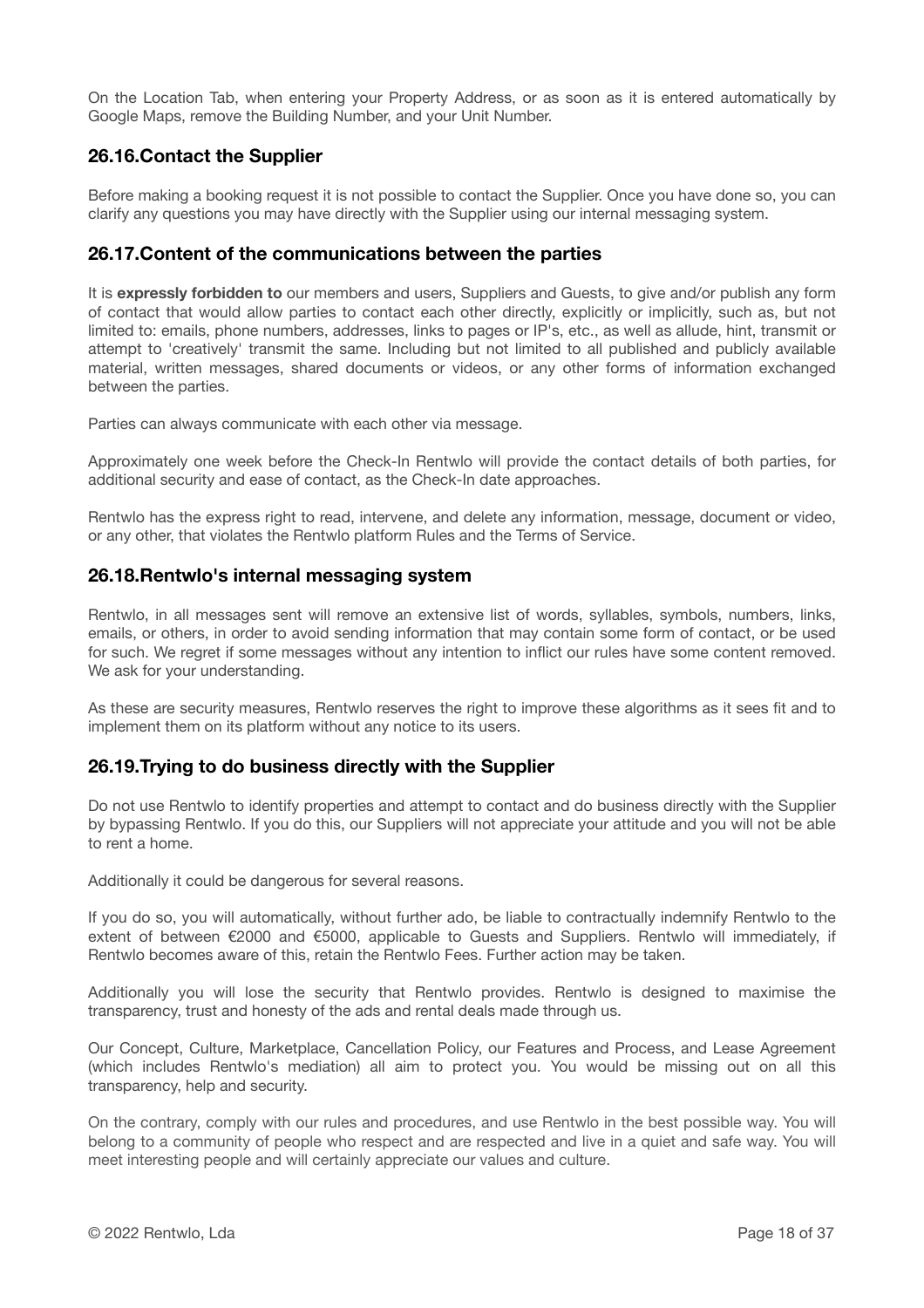On the Location Tab, when entering your Property Address, or as soon as it is entered automatically by Google Maps, remove the Building Number, and your Unit Number.

## 26.16.Contact the Supplier

Before making a booking request it is not possible to contact the Supplier. Once you have done so, you can clarify any questions you may have directly with the Supplier using our internal messaging system.

## 26.17.Content of the communications between the parties

It is **expressly forbidden to** our members and users, Suppliers and Guests, to give and/or publish any form of contact that would allow parties to contact each other directly, explicitly or implicitly, such as, but not limited to: emails, phone numbers, addresses, links to pages or IP's, etc., as well as allude, hint, transmit or attempt to 'creatively' transmit the same. Including but not limited to all published and publicly available material, written messages, shared documents or videos, or any other forms of information exchanged between the parties.

Parties can always communicate with each other via message.

Approximately one week before the Check-In Rentwlo will provide the contact details of both parties, for additional security and ease of contact, as the Check-In date approaches.

Rentwlo has the express right to read, intervene, and delete any information, message, document or video, or any other, that violates the Rentwlo platform Rules and the Terms of Service.

## 26.18.Rentwlo's internal messaging system

Rentwlo, in all messages sent will remove an extensive list of words, syllables, symbols, numbers, links, emails, or others, in order to avoid sending information that may contain some form of contact, or be used for such. We regret if some messages without any intention to inflict our rules have some content removed. We ask for your understanding.

As these are security measures, Rentwlo reserves the right to improve these algorithms as it sees fit and to implement them on its platform without any notice to its users.

## 26.19.Trying to do business directly with the Supplier

Do not use Rentwlo to identify properties and attempt to contact and do business directly with the Supplier by bypassing Rentwlo. If you do this, our Suppliers will not appreciate your attitude and you will not be able to rent a home.

Additionally it could be dangerous for several reasons.

If you do so, you will automatically, without further ado, be liable to contractually indemnify Rentwlo to the extent of between €2000 and €5000, applicable to Guests and Suppliers. Rentwlo will immediately, if Rentwlo becomes aware of this, retain the Rentwlo Fees. Further action may be taken.

Additionally you will lose the security that Rentwlo provides. Rentwlo is designed to maximise the transparency, trust and honesty of the ads and rental deals made through us.

Our Concept, Culture, Marketplace, Cancellation Policy, our Features and Process, and Lease Agreement (which includes Rentwlo's mediation) all aim to protect you. You would be missing out on all this transparency, help and security.

On the contrary, comply with our rules and procedures, and use Rentwlo in the best possible way. You will belong to a community of people who respect and are respected and live in a quiet and safe way. You will meet interesting people and will certainly appreciate our values and culture.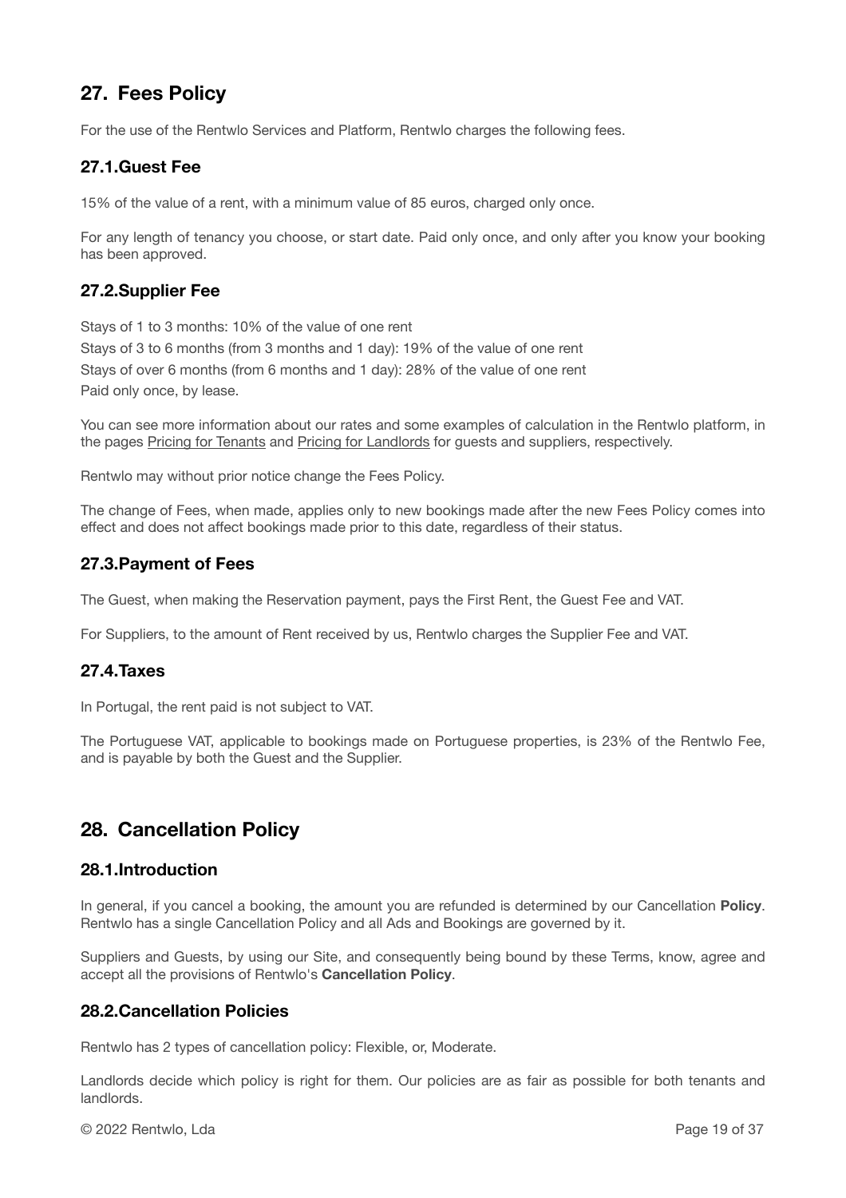## 27. Fees Policy

For the use of the Rentwlo Services and Platform, Rentwlo charges the following fees.

### 27.1.Guest Fee

15% of the value of a rent, with a minimum value of 85 euros, charged only once.

For any length of tenancy you choose, or start date. Paid only once, and only after you know your booking has been approved.

### 27.2.Supplier Fee

Stays of 1 to 3 months: 10% of the value of one rent
Stays of 3 to 6 months (from 3 months and 1 day): 19% of the value of one rent
Stays of over 6 months (from 6 months and 1 day): 28% of the value of one rent
Paid only once, by lease.

You can see more information about our rates and some examples of calculation in the Rentwlo platform, in the pages Pricing for Tenants and Pricing for Landlords for guests and suppliers, respectively.

Rentwlo may without prior notice change the Fees Policy.

The change of Fees, when made, applies only to new bookings made after the new Fees Policy comes into effect and does not affect bookings made prior to this date, regardless of their status.

### 27.3.Payment of Fees

The Guest, when making the Reservation payment, pays the First Rent, the Guest Fee and VAT.

For Suppliers, to the amount of Rent received by us, Rentwlo charges the Supplier Fee and VAT.

### 27.4.Taxes

In Portugal, the rent paid is not subject to VAT.

The Portuguese VAT, applicable to bookings made on Portuguese properties, is 23% of the Rentwlo Fee, and is payable by both the Guest and the Supplier.

## 28. Cancellation Policy

### 28.1.Introduction

In general, if you cancel a booking, the amount you are refunded is determined by our Cancellation **Policy**. Rentwlo has a single Cancellation Policy and all Ads and Bookings are governed by it.

Suppliers and Guests, by using our Site, and consequently being bound by these Terms, know, agree and accept all the provisions of Rentwlo's **Cancellation Policy**.

### 28.2.Cancellation Policies

Rentwlo has 2 types of cancellation policy: Flexible, or, Moderate.

Landlords decide which policy is right for them. Our policies are as fair as possible for both tenants and landlords.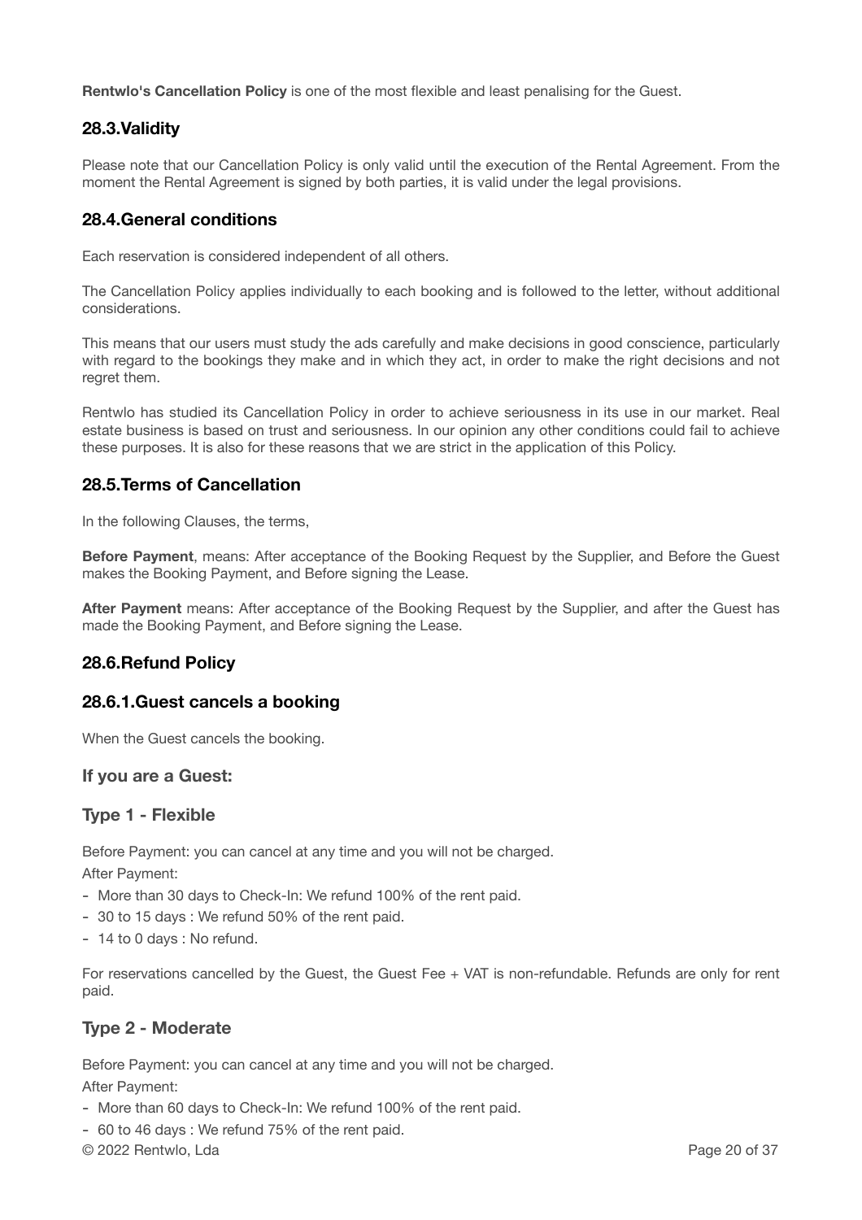**Rentwlo's Cancellation Policy** is one of the most flexible and least penalising for the Guest.

## 28.3.Validity

Please note that our Cancellation Policy is only valid until the execution of the Rental Agreement. From the moment the Rental Agreement is signed by both parties, it is valid under the legal provisions.

## 28.4.General conditions

Each reservation is considered independent of all others.

The Cancellation Policy applies individually to each booking and is followed to the letter, without additional considerations.

This means that our users must study the ads carefully and make decisions in good conscience, particularly with regard to the bookings they make and in which they act, in order to make the right decisions and not regret them.

Rentwlo has studied its Cancellation Policy in order to achieve seriousness in its use in our market. Real estate business is based on trust and seriousness. In our opinion any other conditions could fail to achieve these purposes. It is also for these reasons that we are strict in the application of this Policy.

## 28.5.Terms of Cancellation

In the following Clauses, the terms,

**Before Payment**, means: After acceptance of the Booking Request by the Supplier, and Before the Guest makes the Booking Payment, and Before signing the Lease.

**After Payment** means: After acceptance of the Booking Request by the Supplier, and after the Guest has made the Booking Payment, and Before signing the Lease.

## 28.6.Refund Policy

### 28.6.1.Guest cancels a booking

When the Guest cancels the booking.

#### If you are a Guest:

#### Type 1 - Flexible

Before Payment: you can cancel at any time and you will not be charged.
After Payment:

- More than 30 days to Check-In: We refund 100% of the rent paid.
- 30 to 15 days : We refund 50% of the rent paid.
- 14 to 0 days : No refund.

For reservations cancelled by the Guest, the Guest Fee + VAT is non-refundable. Refunds are only for rent paid.

#### Type 2 - Moderate

Before Payment: you can cancel at any time and you will not be charged.
After Payment:

- More than 60 days to Check-In: We refund 100% of the rent paid.
- 60 to 46 days : We refund 75% of the rent paid.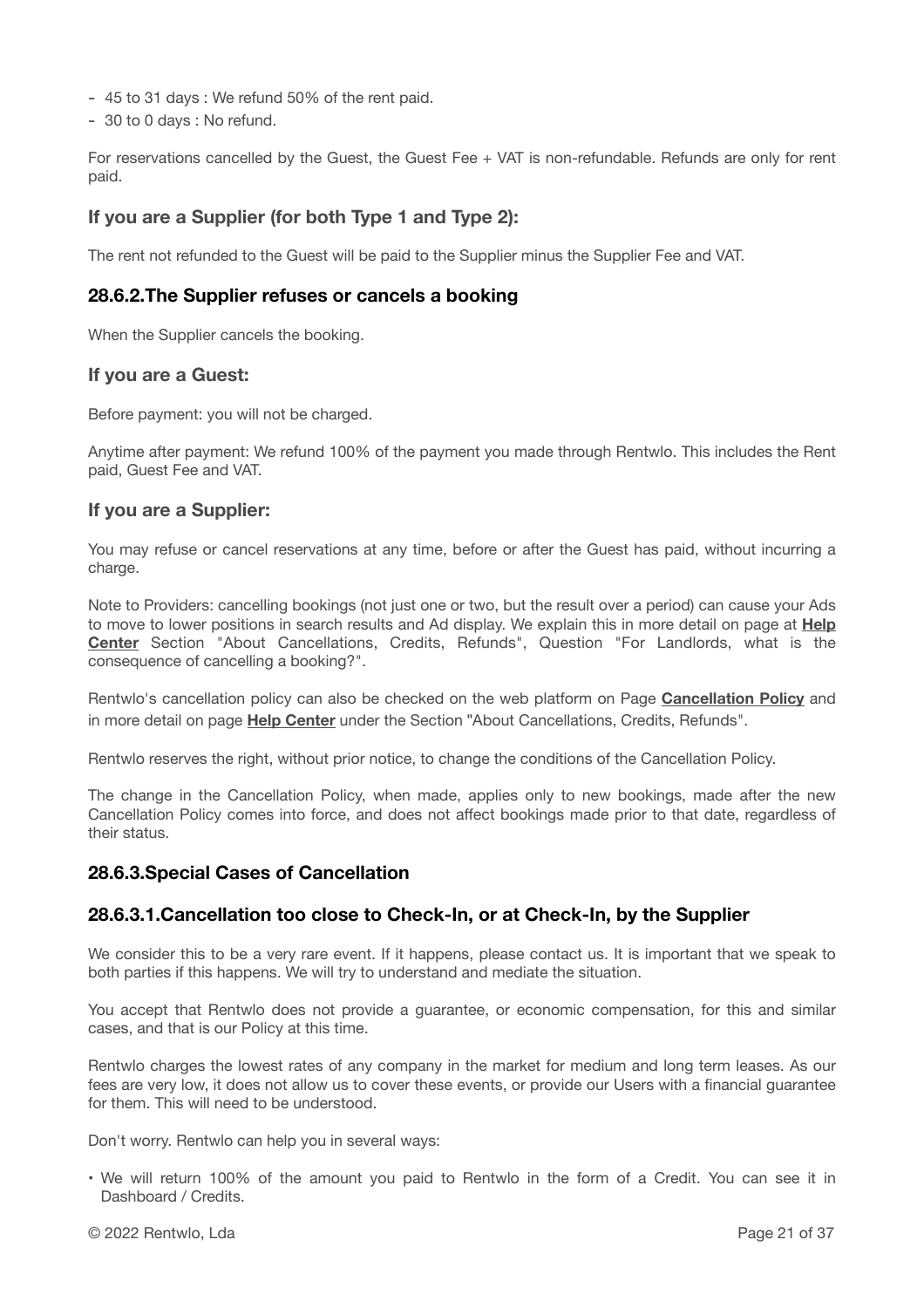- 45 to 31 days : We refund 50% of the rent paid.
- 30 to 0 days : No refund.

For reservations cancelled by the Guest, the Guest Fee + VAT is non-refundable. Refunds are only for rent paid.

### If you are a Supplier (for both Type 1 and Type 2):

The rent not refunded to the Guest will be paid to the Supplier minus the Supplier Fee and VAT.

## 28.6.2.The Supplier refuses or cancels a booking

When the Supplier cancels the booking.

### If you are a Guest:

Before payment: you will not be charged.

Anytime after payment: We refund 100% of the payment you made through Rentwlo. This includes the Rent paid, Guest Fee and VAT.

### If you are a Supplier:

You may refuse or cancel reservations at any time, before or after the Guest has paid, without incurring a charge.

Note to Providers: cancelling bookings (not just one or two, but the result over a period) can cause your Ads to move to lower positions in search results and Ad display. We explain this in more detail on page at **Help Center** Section "About Cancellations, Credits, Refunds", Question "For Landlords, what is the consequence of cancelling a booking?".

Rentwlo's cancellation policy can also be checked on the web platform on Page **Cancellation Policy** and in more detail on page **Help Center** under the Section "About Cancellations, Credits, Refunds".

Rentwlo reserves the right, without prior notice, to change the conditions of the Cancellation Policy.

The change in the Cancellation Policy, when made, applies only to new bookings, made after the new Cancellation Policy comes into force, and does not affect bookings made prior to that date, regardless of their status.

## 28.6.3.Special Cases of Cancellation

## 28.6.3.1.Cancellation too close to Check-In, or at Check-In, by the Supplier

We consider this to be a very rare event. If it happens, please contact us. It is important that we speak to both parties if this happens. We will try to understand and mediate the situation.

You accept that Rentwlo does not provide a guarantee, or economic compensation, for this and similar cases, and that is our Policy at this time.

Rentwlo charges the lowest rates of any company in the market for medium and long term leases. As our fees are very low, it does not allow us to cover these events, or provide our Users with a financial guarantee for them. This will need to be understood.

Don't worry. Rentwlo can help you in several ways:

- We will return 100% of the amount you paid to Rentwlo in the form of a Credit. You can see it in Dashboard / Credits.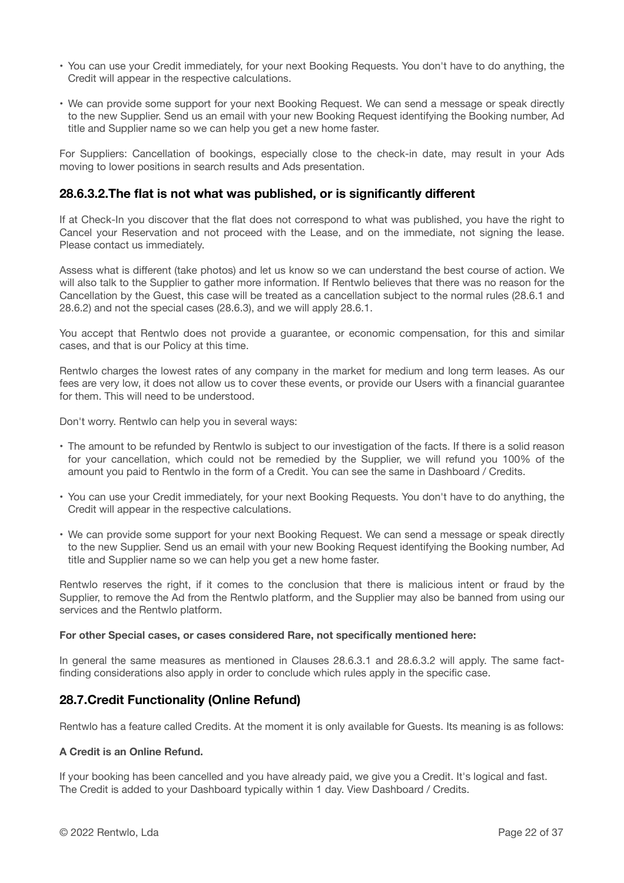- You can use your Credit immediately, for your next Booking Requests. You don't have to do anything, the Credit will appear in the respective calculations.
- We can provide some support for your next Booking Request. We can send a message or speak directly to the new Supplier. Send us an email with your new Booking Request identifying the Booking number, Ad title and Supplier name so we can help you get a new home faster.

For Suppliers: Cancellation of bookings, especially close to the check-in date, may result in your Ads moving to lower positions in search results and Ads presentation.

### 28.6.3.2.The flat is not what was published, or is significantly different

If at Check-In you discover that the flat does not correspond to what was published, you have the right to Cancel your Reservation and not proceed with the Lease, and on the immediate, not signing the lease. Please contact us immediately.

Assess what is different (take photos) and let us know so we can understand the best course of action. We will also talk to the Supplier to gather more information. If Rentwlo believes that there was no reason for the Cancellation by the Guest, this case will be treated as a cancellation subject to the normal rules (28.6.1 and 28.6.2) and not the special cases (28.6.3), and we will apply 28.6.1.

You accept that Rentwlo does not provide a guarantee, or economic compensation, for this and similar cases, and that is our Policy at this time.

Rentwlo charges the lowest rates of any company in the market for medium and long term leases. As our fees are very low, it does not allow us to cover these events, or provide our Users with a financial guarantee for them. This will need to be understood.

Don't worry. Rentwlo can help you in several ways:

- The amount to be refunded by Rentwlo is subject to our investigation of the facts. If there is a solid reason for your cancellation, which could not be remedied by the Supplier, we will refund you 100% of the amount you paid to Rentwlo in the form of a Credit. You can see the same in Dashboard / Credits.
- You can use your Credit immediately, for your next Booking Requests. You don't have to do anything, the Credit will appear in the respective calculations.
- We can provide some support for your next Booking Request. We can send a message or speak directly to the new Supplier. Send us an email with your new Booking Request identifying the Booking number, Ad title and Supplier name so we can help you get a new home faster.

Rentwlo reserves the right, if it comes to the conclusion that there is malicious intent or fraud by the Supplier, to remove the Ad from the Rentwlo platform, and the Supplier may also be banned from using our services and the Rentwlo platform.

**For other Special cases, or cases considered Rare, not specifically mentioned here:**

In general the same measures as mentioned in Clauses 28.6.3.1 and 28.6.3.2 will apply. The same fact-finding considerations also apply in order to conclude which rules apply in the specific case.

## 28.7.Credit Functionality (Online Refund)

Rentwlo has a feature called Credits. At the moment it is only available for Guests. Its meaning is as follows:

**A Credit is an Online Refund.**

If your booking has been cancelled and you have already paid, we give you a Credit. It's logical and fast. The Credit is added to your Dashboard typically within 1 day. View Dashboard / Credits.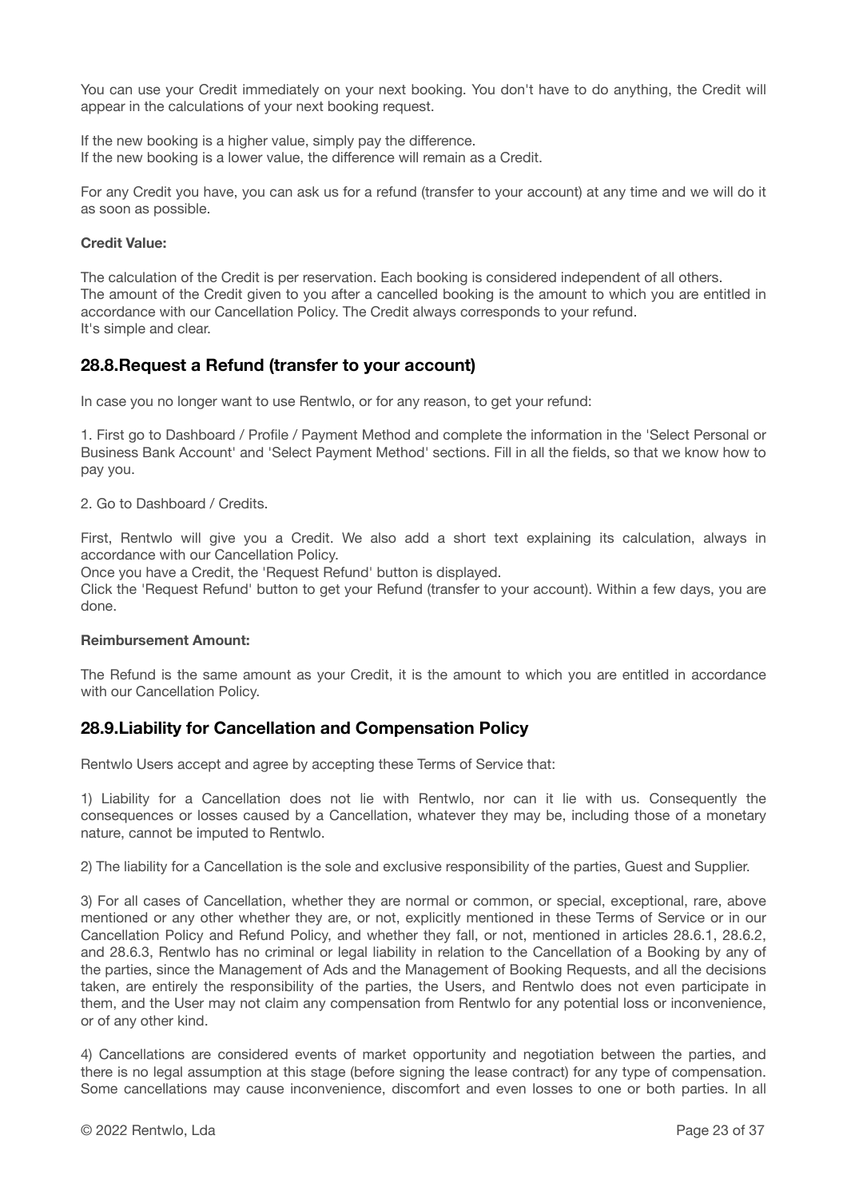You can use your Credit immediately on your next booking. You don't have to do anything, the Credit will appear in the calculations of your next booking request.

If the new booking is a higher value, simply pay the difference.
If the new booking is a lower value, the difference will remain as a Credit.

For any Credit you have, you can ask us for a refund (transfer to your account) at any time and we will do it as soon as possible.

**Credit Value:**

The calculation of the Credit is per reservation. Each booking is considered independent of all others.
The amount of the Credit given to you after a cancelled booking is the amount to which you are entitled in accordance with our Cancellation Policy. The Credit always corresponds to your refund.
It's simple and clear.

## 28.8.Request a Refund (transfer to your account)

In case you no longer want to use Rentwlo, or for any reason, to get your refund:

1. First go to Dashboard / Profile / Payment Method and complete the information in the 'Select Personal or Business Bank Account' and 'Select Payment Method' sections. Fill in all the fields, so that we know how to pay you.

2. Go to Dashboard / Credits.

First, Rentwlo will give you a Credit. We also add a short text explaining its calculation, always in accordance with our Cancellation Policy.
Once you have a Credit, the 'Request Refund' button is displayed.
Click the 'Request Refund' button to get your Refund (transfer to your account). Within a few days, you are done.

**Reimbursement Amount:**

The Refund is the same amount as your Credit, it is the amount to which you are entitled in accordance with our Cancellation Policy.

## 28.9.Liability for Cancellation and Compensation Policy

Rentwlo Users accept and agree by accepting these Terms of Service that:

1) Liability for a Cancellation does not lie with Rentwlo, nor can it lie with us. Consequently the consequences or losses caused by a Cancellation, whatever they may be, including those of a monetary nature, cannot be imputed to Rentwlo.

2) The liability for a Cancellation is the sole and exclusive responsibility of the parties, Guest and Supplier.

3) For all cases of Cancellation, whether they are normal or common, or special, exceptional, rare, above mentioned or any other whether they are, or not, explicitly mentioned in these Terms of Service or in our Cancellation Policy and Refund Policy, and whether they fall, or not, mentioned in articles 28.6.1, 28.6.2, and 28.6.3, Rentwlo has no criminal or legal liability in relation to the Cancellation of a Booking by any of the parties, since the Management of Ads and the Management of Booking Requests, and all the decisions taken, are entirely the responsibility of the parties, the Users, and Rentwlo does not even participate in them, and the User may not claim any compensation from Rentwlo for any potential loss or inconvenience, or of any other kind.

4) Cancellations are considered events of market opportunity and negotiation between the parties, and there is no legal assumption at this stage (before signing the lease contract) for any type of compensation. Some cancellations may cause inconvenience, discomfort and even losses to one or both parties. In all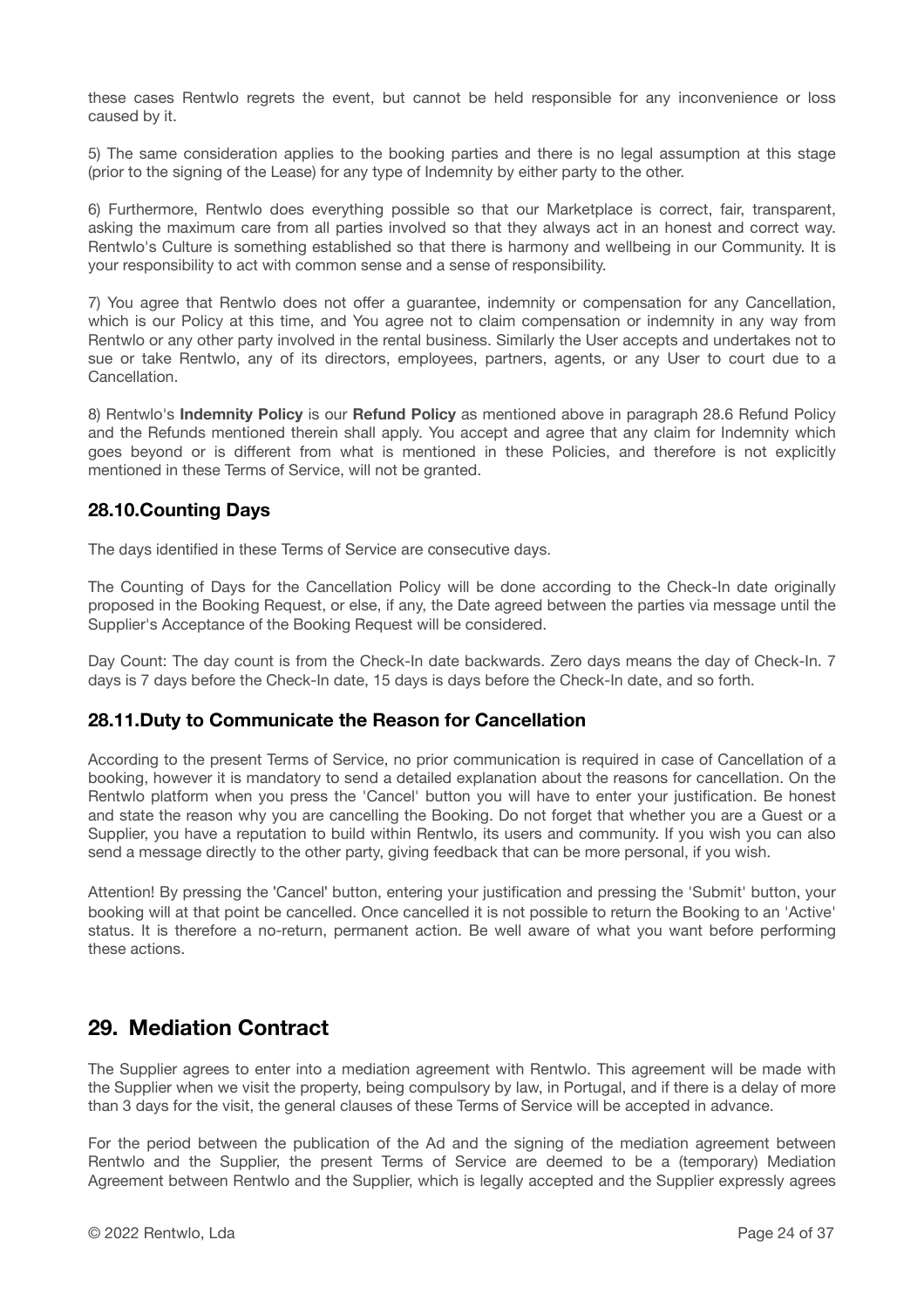these cases Rentwlo regrets the event, but cannot be held responsible for any inconvenience or loss caused by it.

5) The same consideration applies to the booking parties and there is no legal assumption at this stage (prior to the signing of the Lease) for any type of Indemnity by either party to the other.

6) Furthermore, Rentwlo does everything possible so that our Marketplace is correct, fair, transparent, asking the maximum care from all parties involved so that they always act in an honest and correct way. Rentwlo's Culture is something established so that there is harmony and wellbeing in our Community. It is your responsibility to act with common sense and a sense of responsibility.

7) You agree that Rentwlo does not offer a guarantee, indemnity or compensation for any Cancellation, which is our Policy at this time, and You agree not to claim compensation or indemnity in any way from Rentwlo or any other party involved in the rental business. Similarly the User accepts and undertakes not to sue or take Rentwlo, any of its directors, employees, partners, agents, or any User to court due to a Cancellation.

8) Rentwlo's **Indemnity Policy** is our **Refund Policy** as mentioned above in paragraph 28.6 Refund Policy and the Refunds mentioned therein shall apply. You accept and agree that any claim for Indemnity which goes beyond or is different from what is mentioned in these Policies, and therefore is not explicitly mentioned in these Terms of Service, will not be granted.

### 28.10.Counting Days

The days identified in these Terms of Service are consecutive days.

The Counting of Days for the Cancellation Policy will be done according to the Check-In date originally proposed in the Booking Request, or else, if any, the Date agreed between the parties via message until the Supplier's Acceptance of the Booking Request will be considered.

Day Count: The day count is from the Check-In date backwards. Zero days means the day of Check-In. 7 days is 7 days before the Check-In date, 15 days is days before the Check-In date, and so forth.

### 28.11.Duty to Communicate the Reason for Cancellation

According to the present Terms of Service, no prior communication is required in case of Cancellation of a booking, however it is mandatory to send a detailed explanation about the reasons for cancellation. On the Rentwlo platform when you press the 'Cancel' button you will have to enter your justification. Be honest and state the reason why you are cancelling the Booking. Do not forget that whether you are a Guest or a Supplier, you have a reputation to build within Rentwlo, its users and community. If you wish you can also send a message directly to the other party, giving feedback that can be more personal, if you wish.

Attention! By pressing the 'Cancel' button, entering your justification and pressing the 'Submit' button, your booking will at that point be cancelled. Once cancelled it is not possible to return the Booking to an 'Active' status. It is therefore a no-return, permanent action. Be well aware of what you want before performing these actions.

## 29. Mediation Contract

The Supplier agrees to enter into a mediation agreement with Rentwlo. This agreement will be made with the Supplier when we visit the property, being compulsory by law, in Portugal, and if there is a delay of more than 3 days for the visit, the general clauses of these Terms of Service will be accepted in advance.

For the period between the publication of the Ad and the signing of the mediation agreement between Rentwlo and the Supplier, the present Terms of Service are deemed to be a (temporary) Mediation Agreement between Rentwlo and the Supplier, which is legally accepted and the Supplier expressly agrees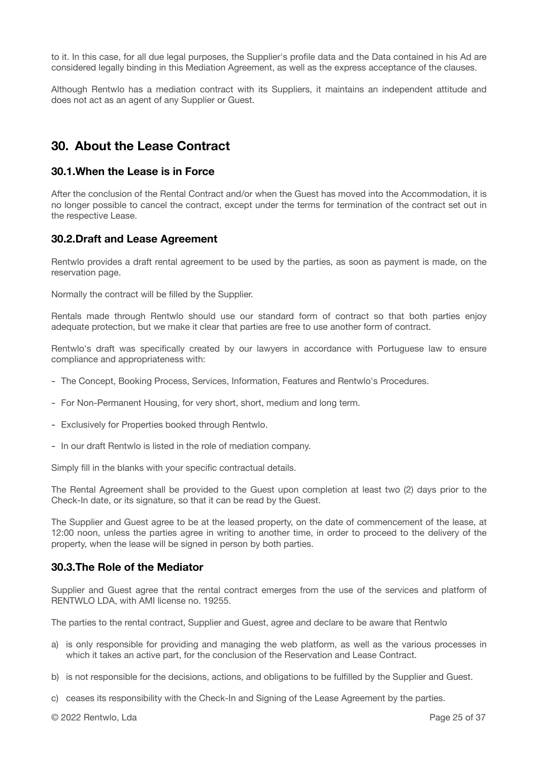to it. In this case, for all due legal purposes, the Supplier's profile data and the Data contained in his Ad are considered legally binding in this Mediation Agreement, as well as the express acceptance of the clauses.

Although Rentwlo has a mediation contract with its Suppliers, it maintains an independent attitude and does not act as an agent of any Supplier or Guest.

## 30. About the Lease Contract

### 30.1. When the Lease is in Force

After the conclusion of the Rental Contract and/or when the Guest has moved into the Accommodation, it is no longer possible to cancel the contract, except under the terms for termination of the contract set out in the respective Lease.

### 30.2. Draft and Lease Agreement

Rentwlo provides a draft rental agreement to be used by the parties, as soon as payment is made, on the reservation page.

Normally the contract will be filled by the Supplier.

Rentals made through Rentwlo should use our standard form of contract so that both parties enjoy adequate protection, but we make it clear that parties are free to use another form of contract.

Rentwlo's draft was specifically created by our lawyers in accordance with Portuguese law to ensure compliance and appropriateness with:

- The Concept, Booking Process, Services, Information, Features and Rentwlo's Procedures.
- For Non-Permanent Housing, for very short, short, medium and long term.
- Exclusively for Properties booked through Rentwlo.
- In our draft Rentwlo is listed in the role of mediation company.

Simply fill in the blanks with your specific contractual details.

The Rental Agreement shall be provided to the Guest upon completion at least two (2) days prior to the Check-In date, or its signature, so that it can be read by the Guest.

The Supplier and Guest agree to be at the leased property, on the date of commencement of the lease, at 12:00 noon, unless the parties agree in writing to another time, in order to proceed to the delivery of the property, when the lease will be signed in person by both parties.

### 30.3. The Role of the Mediator

Supplier and Guest agree that the rental contract emerges from the use of the services and platform of RENTWLO LDA, with AMI license no. 19255.

The parties to the rental contract, Supplier and Guest, agree and declare to be aware that Rentwlo

a) is only responsible for providing and managing the web platform, as well as the various processes in which it takes an active part, for the conclusion of the Reservation and Lease Contract.

b) is not responsible for the decisions, actions, and obligations to be fulfilled by the Supplier and Guest.

c) ceases its responsibility with the Check-In and Signing of the Lease Agreement by the parties.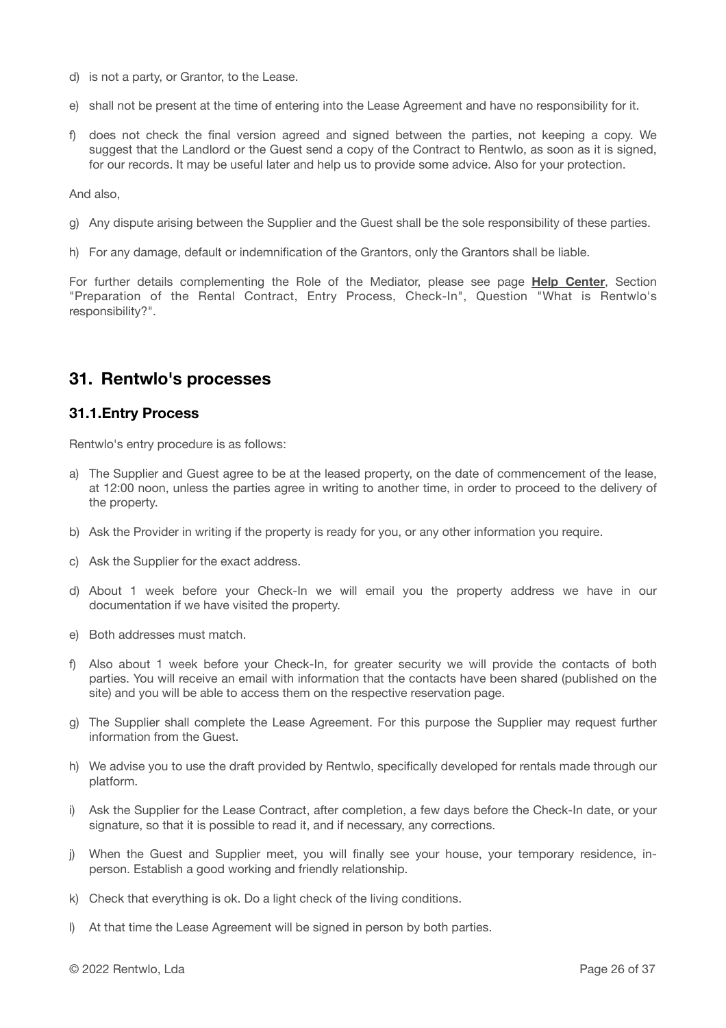d) is not a party, or Grantor, to the Lease.

e) shall not be present at the time of entering into the Lease Agreement and have no responsibility for it.

f) does not check the final version agreed and signed between the parties, not keeping a copy. We suggest that the Landlord or the Guest send a copy of the Contract to Rentwlo, as soon as it is signed, for our records. It may be useful later and help us to provide some advice. Also for your protection.

And also,

g) Any dispute arising between the Supplier and the Guest shall be the sole responsibility of these parties.

h) For any damage, default or indemnification of the Grantors, only the Grantors shall be liable.

For further details complementing the Role of the Mediator, please see page **Help Center**, Section "Preparation of the Rental Contract, Entry Process, Check-In", Question "What is Rentwlo's responsibility?".

## 31. Rentwlo's processes

### 31.1.Entry Process

Rentwlo's entry procedure is as follows:

a) The Supplier and Guest agree to be at the leased property, on the date of commencement of the lease, at 12:00 noon, unless the parties agree in writing to another time, in order to proceed to the delivery of the property.

b) Ask the Provider in writing if the property is ready for you, or any other information you require.

c) Ask the Supplier for the exact address.

d) About 1 week before your Check-In we will email you the property address we have in our documentation if we have visited the property.

e) Both addresses must match.

f) Also about 1 week before your Check-In, for greater security we will provide the contacts of both parties. You will receive an email with information that the contacts have been shared (published on the site) and you will be able to access them on the respective reservation page.

g) The Supplier shall complete the Lease Agreement. For this purpose the Supplier may request further information from the Guest.

h) We advise you to use the draft provided by Rentwlo, specifically developed for rentals made through our platform.

i) Ask the Supplier for the Lease Contract, after completion, a few days before the Check-In date, or your signature, so that it is possible to read it, and if necessary, any corrections.

j) When the Guest and Supplier meet, you will finally see your house, your temporary residence, in-person. Establish a good working and friendly relationship.

k) Check that everything is ok. Do a light check of the living conditions.

l) At that time the Lease Agreement will be signed in person by both parties.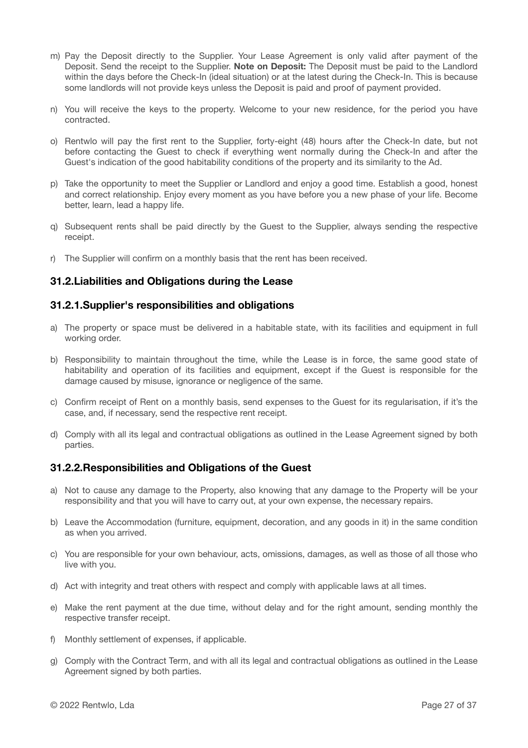m) Pay the Deposit directly to the Supplier. Your Lease Agreement is only valid after payment of the Deposit. Send the receipt to the Supplier. **Note on Deposit:** The Deposit must be paid to the Landlord within the days before the Check-In (ideal situation) or at the latest during the Check-In. This is because some landlords will not provide keys unless the Deposit is paid and proof of payment provided.

n) You will receive the keys to the property. Welcome to your new residence, for the period you have contracted.

o) Rentwlo will pay the first rent to the Supplier, forty-eight (48) hours after the Check-In date, but not before contacting the Guest to check if everything went normally during the Check-In and after the Guest's indication of the good habitability conditions of the property and its similarity to the Ad.

p) Take the opportunity to meet the Supplier or Landlord and enjoy a good time. Establish a good, honest and correct relationship. Enjoy every moment as you have before you a new phase of your life. Become better, learn, lead a happy life.

q) Subsequent rents shall be paid directly by the Guest to the Supplier, always sending the respective receipt.

r) The Supplier will confirm on a monthly basis that the rent has been received.

### 31.2.Liabilities and Obligations during the Lease

#### 31.2.1.Supplier's responsibilities and obligations

a) The property or space must be delivered in a habitable state, with its facilities and equipment in full working order.

b) Responsibility to maintain throughout the time, while the Lease is in force, the same good state of habitability and operation of its facilities and equipment, except if the Guest is responsible for the damage caused by misuse, ignorance or negligence of the same.

c) Confirm receipt of Rent on a monthly basis, send expenses to the Guest for its regularisation, if it's the case, and, if necessary, send the respective rent receipt.

d) Comply with all its legal and contractual obligations as outlined in the Lease Agreement signed by both parties.

#### 31.2.2.Responsibilities and Obligations of the Guest

a) Not to cause any damage to the Property, also knowing that any damage to the Property will be your responsibility and that you will have to carry out, at your own expense, the necessary repairs.

b) Leave the Accommodation (furniture, equipment, decoration, and any goods in it) in the same condition as when you arrived.

c) You are responsible for your own behaviour, acts, omissions, damages, as well as those of all those who live with you.

d) Act with integrity and treat others with respect and comply with applicable laws at all times.

e) Make the rent payment at the due time, without delay and for the right amount, sending monthly the respective transfer receipt.

f) Monthly settlement of expenses, if applicable.

g) Comply with the Contract Term, and with all its legal and contractual obligations as outlined in the Lease Agreement signed by both parties.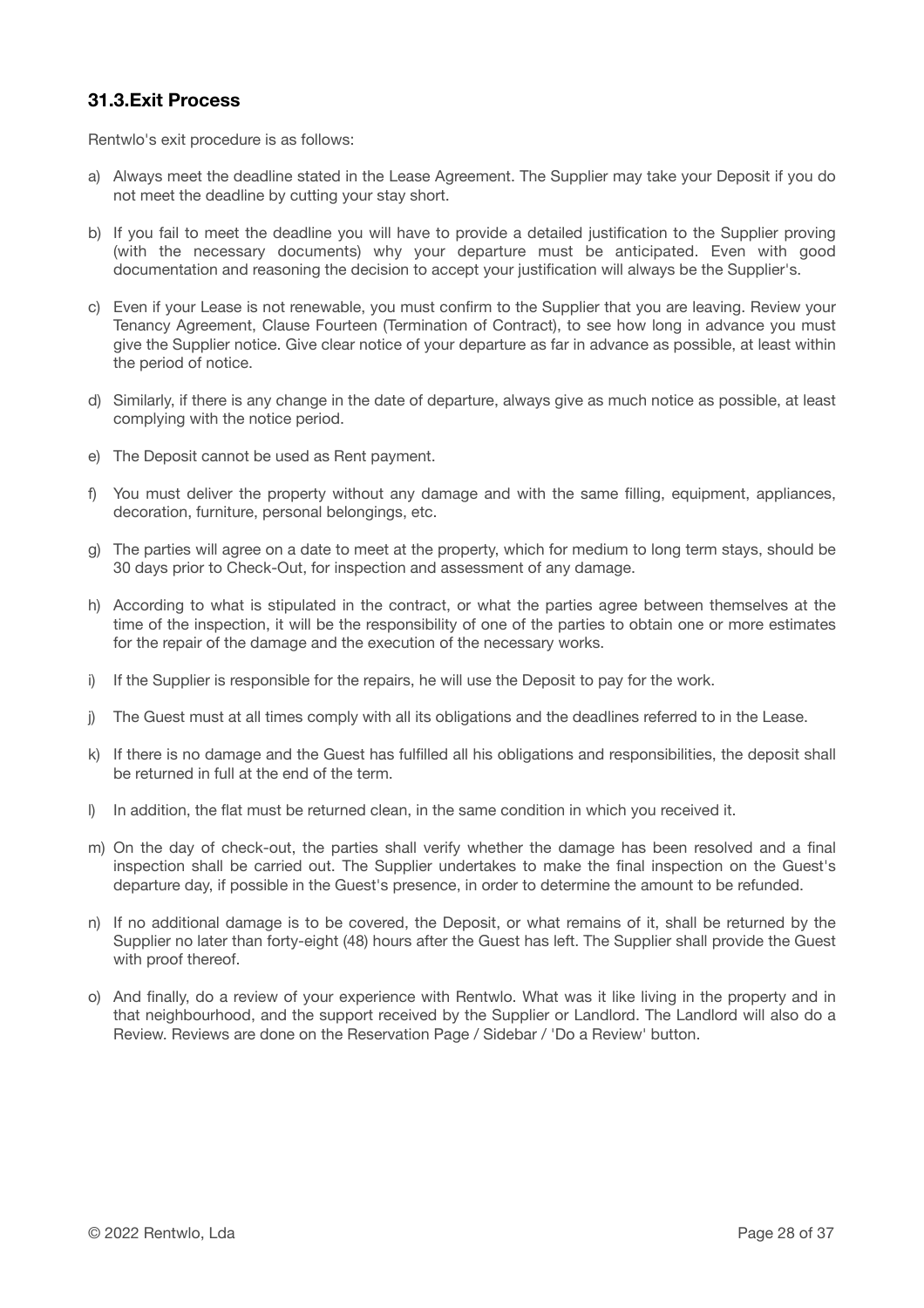## 31.3. Exit Process

Rentwlo's exit procedure is as follows:

a) Always meet the deadline stated in the Lease Agreement. The Supplier may take your Deposit if you do not meet the deadline by cutting your stay short.

b) If you fail to meet the deadline you will have to provide a detailed justification to the Supplier proving (with the necessary documents) why your departure must be anticipated. Even with good documentation and reasoning the decision to accept your justification will always be the Supplier's.

c) Even if your Lease is not renewable, you must confirm to the Supplier that you are leaving. Review your Tenancy Agreement, Clause Fourteen (Termination of Contract), to see how long in advance you must give the Supplier notice. Give clear notice of your departure as far in advance as possible, at least within the period of notice.

d) Similarly, if there is any change in the date of departure, always give as much notice as possible, at least complying with the notice period.

e) The Deposit cannot be used as Rent payment.

f) You must deliver the property without any damage and with the same filling, equipment, appliances, decoration, furniture, personal belongings, etc.

g) The parties will agree on a date to meet at the property, which for medium to long term stays, should be 30 days prior to Check-Out, for inspection and assessment of any damage.

h) According to what is stipulated in the contract, or what the parties agree between themselves at the time of the inspection, it will be the responsibility of one of the parties to obtain one or more estimates for the repair of the damage and the execution of the necessary works.

i) If the Supplier is responsible for the repairs, he will use the Deposit to pay for the work.

j) The Guest must at all times comply with all its obligations and the deadlines referred to in the Lease.

k) If there is no damage and the Guest has fulfilled all his obligations and responsibilities, the deposit shall be returned in full at the end of the term.

l) In addition, the flat must be returned clean, in the same condition in which you received it.

m) On the day of check-out, the parties shall verify whether the damage has been resolved and a final inspection shall be carried out. The Supplier undertakes to make the final inspection on the Guest's departure day, if possible in the Guest's presence, in order to determine the amount to be refunded.

n) If no additional damage is to be covered, the Deposit, or what remains of it, shall be returned by the Supplier no later than forty-eight (48) hours after the Guest has left. The Supplier shall provide the Guest with proof thereof.

o) And finally, do a review of your experience with Rentwlo. What was it like living in the property and in that neighbourhood, and the support received by the Supplier or Landlord. The Landlord will also do a Review. Reviews are done on the Reservation Page / Sidebar / 'Do a Review' button.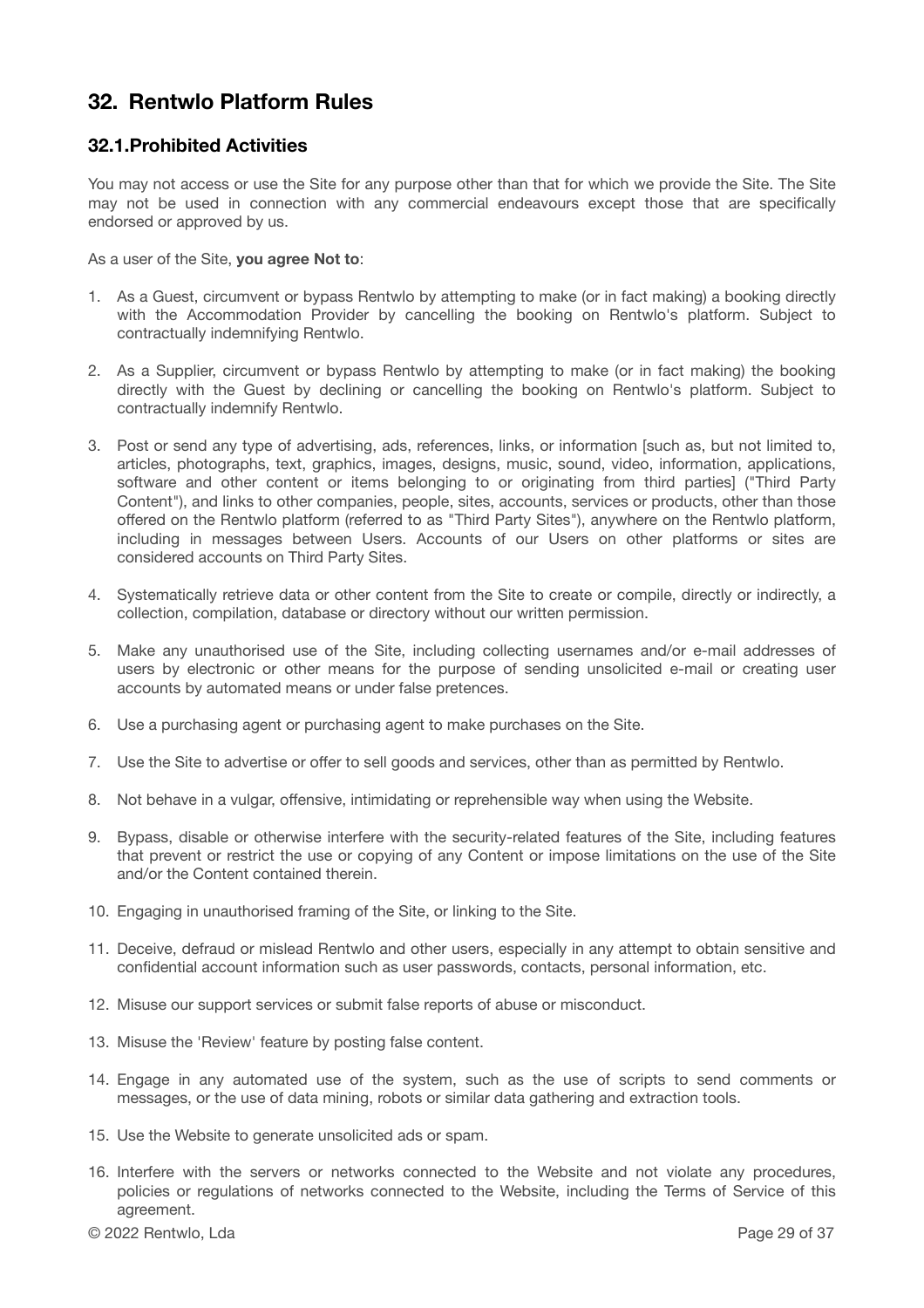## 32. Rentwlo Platform Rules

### 32.1.Prohibited Activities

You may not access or use the Site for any purpose other than that for which we provide the Site. The Site may not be used in connection with any commercial endeavours except those that are specifically endorsed or approved by us.

As a user of the Site, **you agree Not to**:

1. As a Guest, circumvent or bypass Rentwlo by attempting to make (or in fact making) a booking directly with the Accommodation Provider by cancelling the booking on Rentwlo's platform. Subject to contractually indemnifying Rentwlo.
2. As a Supplier, circumvent or bypass Rentwlo by attempting to make (or in fact making) the booking directly with the Guest by declining or cancelling the booking on Rentwlo's platform. Subject to contractually indemnify Rentwlo.
3. Post or send any type of advertising, ads, references, links, or information [such as, but not limited to, articles, photographs, text, graphics, images, designs, music, sound, video, information, applications, software and other content or items belonging to or originating from third parties] ("Third Party Content"), and links to other companies, people, sites, accounts, services or products, other than those offered on the Rentwlo platform (referred to as "Third Party Sites"), anywhere on the Rentwlo platform, including in messages between Users. Accounts of our Users on other platforms or sites are considered accounts on Third Party Sites.
4. Systematically retrieve data or other content from the Site to create or compile, directly or indirectly, a collection, compilation, database or directory without our written permission.
5. Make any unauthorised use of the Site, including collecting usernames and/or e-mail addresses of users by electronic or other means for the purpose of sending unsolicited e-mail or creating user accounts by automated means or under false pretences.
6. Use a purchasing agent or purchasing agent to make purchases on the Site.
7. Use the Site to advertise or offer to sell goods and services, other than as permitted by Rentwlo.
8. Not behave in a vulgar, offensive, intimidating or reprehensible way when using the Website.
9. Bypass, disable or otherwise interfere with the security-related features of the Site, including features that prevent or restrict the use or copying of any Content or impose limitations on the use of the Site and/or the Content contained therein.
10. Engaging in unauthorised framing of the Site, or linking to the Site.
11. Deceive, defraud or mislead Rentwlo and other users, especially in any attempt to obtain sensitive and confidential account information such as user passwords, contacts, personal information, etc.
12. Misuse our support services or submit false reports of abuse or misconduct.
13. Misuse the 'Review' feature by posting false content.
14. Engage in any automated use of the system, such as the use of scripts to send comments or messages, or the use of data mining, robots or similar data gathering and extraction tools.
15. Use the Website to generate unsolicited ads or spam.
16. Interfere with the servers or networks connected to the Website and not violate any procedures, policies or regulations of networks connected to the Website, including the Terms of Service of this agreement.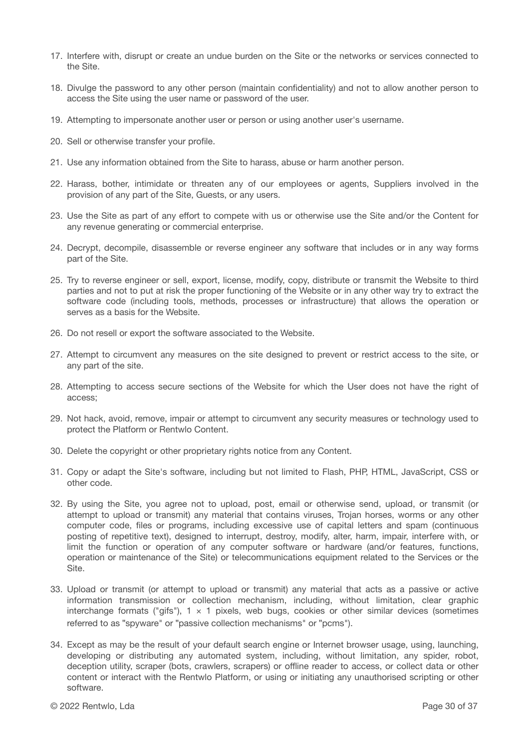17. Interfere with, disrupt or create an undue burden on the Site or the networks or services connected to the Site.

18. Divulge the password to any other person (maintain confidentiality) and not to allow another person to access the Site using the user name or password of the user.

19. Attempting to impersonate another user or person or using another user's username.

20. Sell or otherwise transfer your profile.

21. Use any information obtained from the Site to harass, abuse or harm another person.

22. Harass, bother, intimidate or threaten any of our employees or agents, Suppliers involved in the provision of any part of the Site, Guests, or any users.

23. Use the Site as part of any effort to compete with us or otherwise use the Site and/or the Content for any revenue generating or commercial enterprise.

24. Decrypt, decompile, disassemble or reverse engineer any software that includes or in any way forms part of the Site.

25. Try to reverse engineer or sell, export, license, modify, copy, distribute or transmit the Website to third parties and not to put at risk the proper functioning of the Website or in any other way try to extract the software code (including tools, methods, processes or infrastructure) that allows the operation or serves as a basis for the Website.

26. Do not resell or export the software associated to the Website.

27. Attempt to circumvent any measures on the site designed to prevent or restrict access to the site, or any part of the site.

28. Attempting to access secure sections of the Website for which the User does not have the right of access;

29. Not hack, avoid, remove, impair or attempt to circumvent any security measures or technology used to protect the Platform or Rentwlo Content.

30. Delete the copyright or other proprietary rights notice from any Content.

31. Copy or adapt the Site's software, including but not limited to Flash, PHP, HTML, JavaScript, CSS or other code.

32. By using the Site, you agree not to upload, post, email or otherwise send, upload, or transmit (or attempt to upload or transmit) any material that contains viruses, Trojan horses, worms or any other computer code, files or programs, including excessive use of capital letters and spam (continuous posting of repetitive text), designed to interrupt, destroy, modify, alter, harm, impair, interfere with, or limit the function or operation of any computer software or hardware (and/or features, functions, operation or maintenance of the Site) or telecommunications equipment related to the Services or the Site.

33. Upload or transmit (or attempt to upload or transmit) any material that acts as a passive or active information transmission or collection mechanism, including, without limitation, clear graphic interchange formats ("gifs"), 1 × 1 pixels, web bugs, cookies or other similar devices (sometimes referred to as "spyware" or "passive collection mechanisms" or "pcms").

34. Except as may be the result of your default search engine or Internet browser usage, using, launching, developing or distributing any automated system, including, without limitation, any spider, robot, deception utility, scraper (bots, crawlers, scrapers) or offline reader to access, or collect data or other content or interact with the Rentwlo Platform, or using or initiating any unauthorised scripting or other software.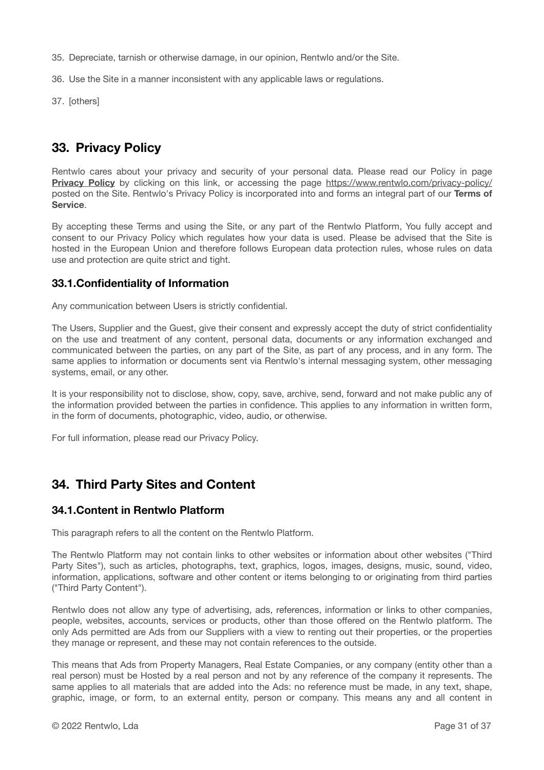35. Depreciate, tarnish or otherwise damage, in our opinion, Rentwlo and/or the Site.

36. Use the Site in a manner inconsistent with any applicable laws or regulations.

37. [others]

## 33. Privacy Policy

Rentwlo cares about your privacy and security of your personal data. Please read our Policy in page **Privacy Policy** by clicking on this link, or accessing the page https://www.rentwlo.com/privacy-policy/ posted on the Site. Rentwlo's Privacy Policy is incorporated into and forms an integral part of our **Terms of Service**.

By accepting these Terms and using the Site, or any part of the Rentwlo Platform, You fully accept and consent to our Privacy Policy which regulates how your data is used. Please be advised that the Site is hosted in the European Union and therefore follows European data protection rules, whose rules on data use and protection are quite strict and tight.

### 33.1.Confidentiality of Information

Any communication between Users is strictly confidential.

The Users, Supplier and the Guest, give their consent and expressly accept the duty of strict confidentiality on the use and treatment of any content, personal data, documents or any information exchanged and communicated between the parties, on any part of the Site, as part of any process, and in any form. The same applies to information or documents sent via Rentwlo's internal messaging system, other messaging systems, email, or any other.

It is your responsibility not to disclose, show, copy, save, archive, send, forward and not make public any of the information provided between the parties in confidence. This applies to any information in written form, in the form of documents, photographic, video, audio, or otherwise.

For full information, please read our Privacy Policy.

## 34. Third Party Sites and Content

### 34.1.Content in Rentwlo Platform

This paragraph refers to all the content on the Rentwlo Platform.

The Rentwlo Platform may not contain links to other websites or information about other websites ("Third Party Sites"), such as articles, photographs, text, graphics, logos, images, designs, music, sound, video, information, applications, software and other content or items belonging to or originating from third parties ("Third Party Content").

Rentwlo does not allow any type of advertising, ads, references, information or links to other companies, people, websites, accounts, services or products, other than those offered on the Rentwlo platform. The only Ads permitted are Ads from our Suppliers with a view to renting out their properties, or the properties they manage or represent, and these may not contain references to the outside.

This means that Ads from Property Managers, Real Estate Companies, or any company (entity other than a real person) must be Hosted by a real person and not by any reference of the company it represents. The same applies to all materials that are added into the Ads: no reference must be made, in any text, shape, graphic, image, or form, to an external entity, person or company. This means any and all content in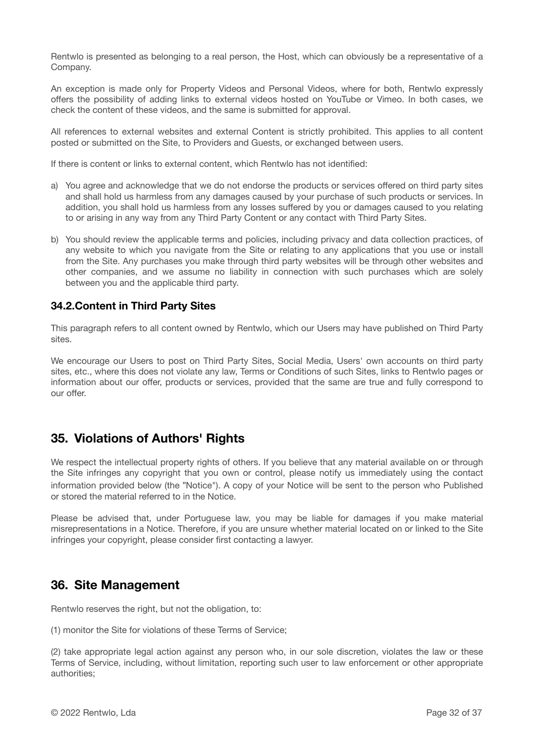Rentwlo is presented as belonging to a real person, the Host, which can obviously be a representative of a Company.

An exception is made only for Property Videos and Personal Videos, where for both, Rentwlo expressly offers the possibility of adding links to external videos hosted on YouTube or Vimeo. In both cases, we check the content of these videos, and the same is submitted for approval.

All references to external websites and external Content is strictly prohibited. This applies to all content posted or submitted on the Site, to Providers and Guests, or exchanged between users.

If there is content or links to external content, which Rentwlo has not identified:

a) You agree and acknowledge that we do not endorse the products or services offered on third party sites and shall hold us harmless from any damages caused by your purchase of such products or services. In addition, you shall hold us harmless from any losses suffered by you or damages caused to you relating to or arising in any way from any Third Party Content or any contact with Third Party Sites.

b) You should review the applicable terms and policies, including privacy and data collection practices, of any website to which you navigate from the Site or relating to any applications that you use or install from the Site. Any purchases you make through third party websites will be through other websites and other companies, and we assume no liability in connection with such purchases which are solely between you and the applicable third party.

### 34.2.Content in Third Party Sites

This paragraph refers to all content owned by Rentwlo, which our Users may have published on Third Party sites.

We encourage our Users to post on Third Party Sites, Social Media, Users' own accounts on third party sites, etc., where this does not violate any law, Terms or Conditions of such Sites, links to Rentwlo pages or information about our offer, products or services, provided that the same are true and fully correspond to our offer.

## 35. Violations of Authors' Rights

We respect the intellectual property rights of others. If you believe that any material available on or through the Site infringes any copyright that you own or control, please notify us immediately using the contact information provided below (the "Notice"). A copy of your Notice will be sent to the person who Published or stored the material referred to in the Notice.

Please be advised that, under Portuguese law, you may be liable for damages if you make material misrepresentations in a Notice. Therefore, if you are unsure whether material located on or linked to the Site infringes your copyright, please consider first contacting a lawyer.

## 36. Site Management

Rentwlo reserves the right, but not the obligation, to:

(1) monitor the Site for violations of these Terms of Service;

(2) take appropriate legal action against any person who, in our sole discretion, violates the law or these Terms of Service, including, without limitation, reporting such user to law enforcement or other appropriate authorities;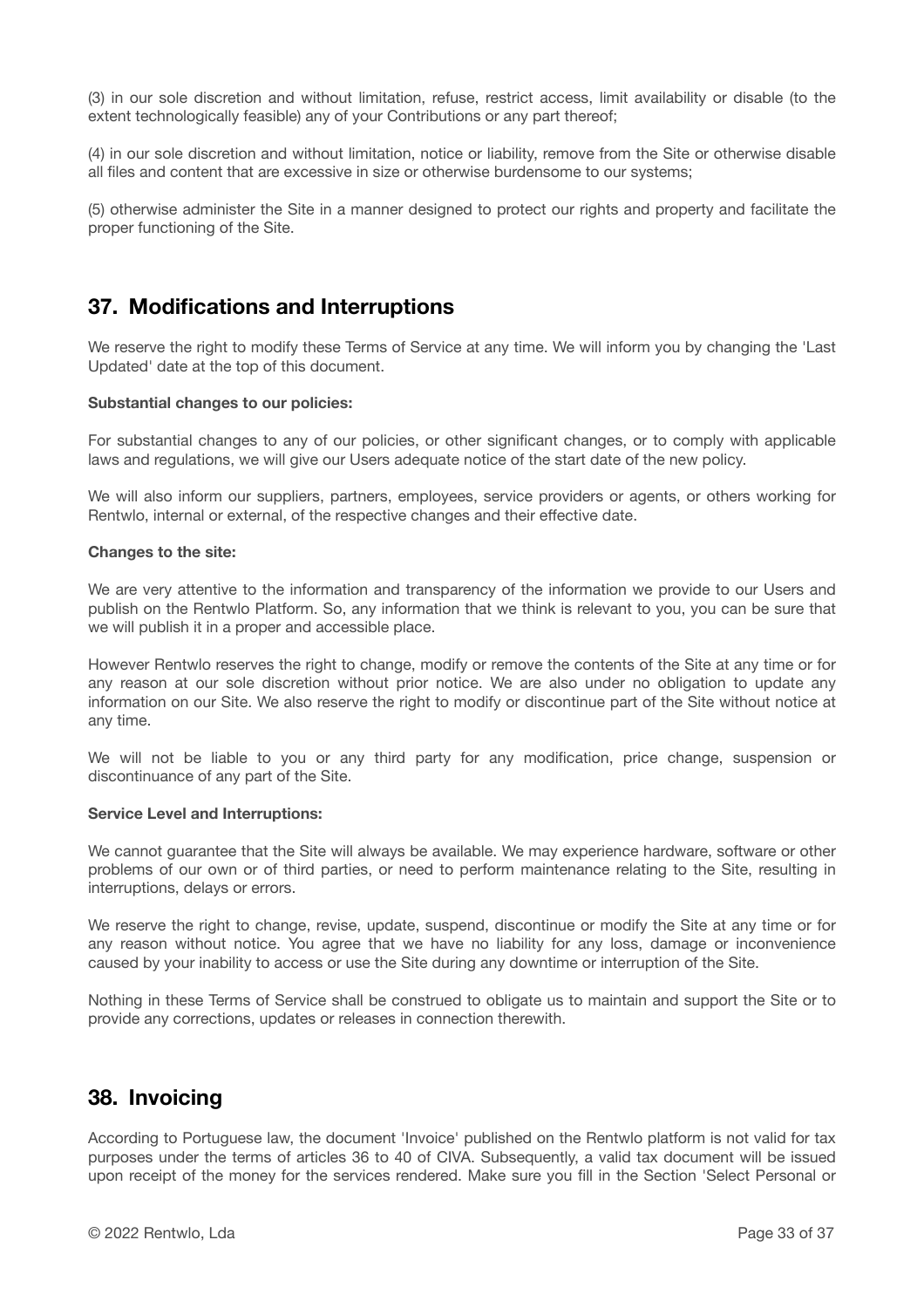(3) in our sole discretion and without limitation, refuse, restrict access, limit availability or disable (to the extent technologically feasible) any of your Contributions or any part thereof;

(4) in our sole discretion and without limitation, notice or liability, remove from the Site or otherwise disable all files and content that are excessive in size or otherwise burdensome to our systems;

(5) otherwise administer the Site in a manner designed to protect our rights and property and facilitate the proper functioning of the Site.

## 37. Modifications and Interruptions

We reserve the right to modify these Terms of Service at any time. We will inform you by changing the 'Last Updated' date at the top of this document.

**Substantial changes to our policies:**

For substantial changes to any of our policies, or other significant changes, or to comply with applicable laws and regulations, we will give our Users adequate notice of the start date of the new policy.

We will also inform our suppliers, partners, employees, service providers or agents, or others working for Rentwlo, internal or external, of the respective changes and their effective date.

**Changes to the site:**

We are very attentive to the information and transparency of the information we provide to our Users and publish on the Rentwlo Platform. So, any information that we think is relevant to you, you can be sure that we will publish it in a proper and accessible place.

However Rentwlo reserves the right to change, modify or remove the contents of the Site at any time or for any reason at our sole discretion without prior notice. We are also under no obligation to update any information on our Site. We also reserve the right to modify or discontinue part of the Site without notice at any time.

We will not be liable to you or any third party for any modification, price change, suspension or discontinuance of any part of the Site.

**Service Level and Interruptions:**

We cannot guarantee that the Site will always be available. We may experience hardware, software or other problems of our own or of third parties, or need to perform maintenance relating to the Site, resulting in interruptions, delays or errors.

We reserve the right to change, revise, update, suspend, discontinue or modify the Site at any time or for any reason without notice. You agree that we have no liability for any loss, damage or inconvenience caused by your inability to access or use the Site during any downtime or interruption of the Site.

Nothing in these Terms of Service shall be construed to obligate us to maintain and support the Site or to provide any corrections, updates or releases in connection therewith.

## 38. Invoicing

According to Portuguese law, the document 'Invoice' published on the Rentwlo platform is not valid for tax purposes under the terms of articles 36 to 40 of CIVA. Subsequently, a valid tax document will be issued upon receipt of the money for the services rendered. Make sure you fill in the Section 'Select Personal or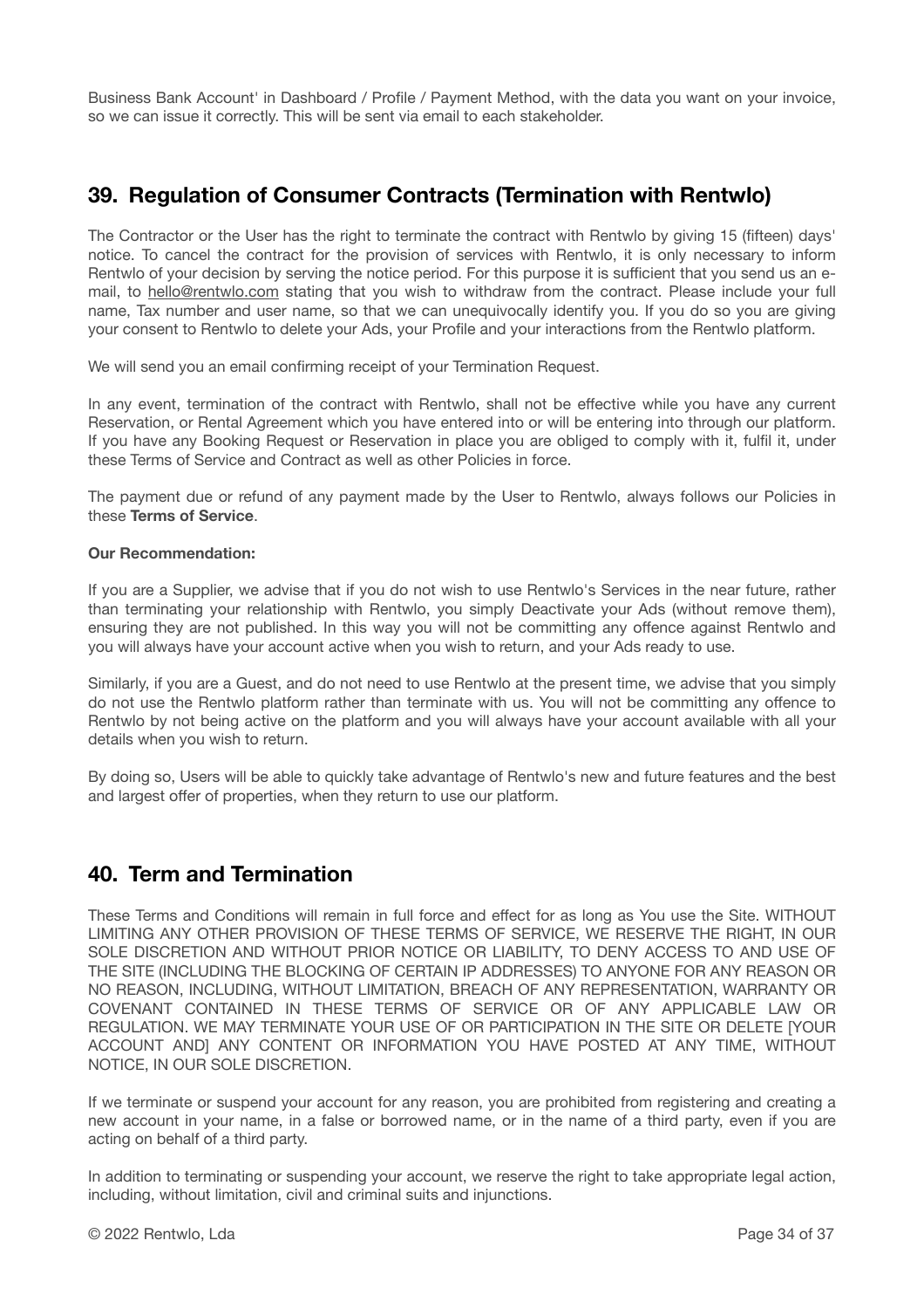Business Bank Account' in Dashboard / Profile / Payment Method, with the data you want on your invoice, so we can issue it correctly. This will be sent via email to each stakeholder.

## 39. Regulation of Consumer Contracts (Termination with Rentwlo)

The Contractor or the User has the right to terminate the contract with Rentwlo by giving 15 (fifteen) days' notice. To cancel the contract for the provision of services with Rentwlo, it is only necessary to inform Rentwlo of your decision by serving the notice period. For this purpose it is sufficient that you send us an e-mail, to hello@rentwlo.com stating that you wish to withdraw from the contract. Please include your full name, Tax number and user name, so that we can unequivocally identify you. If you do so you are giving your consent to Rentwlo to delete your Ads, your Profile and your interactions from the Rentwlo platform.

We will send you an email confirming receipt of your Termination Request.

In any event, termination of the contract with Rentwlo, shall not be effective while you have any current Reservation, or Rental Agreement which you have entered into or will be entering into through our platform. If you have any Booking Request or Reservation in place you are obliged to comply with it, fulfil it, under these Terms of Service and Contract as well as other Policies in force.

The payment due or refund of any payment made by the User to Rentwlo, always follows our Policies in these **Terms of Service**.

**Our Recommendation:**

If you are a Supplier, we advise that if you do not wish to use Rentwlo's Services in the near future, rather than terminating your relationship with Rentwlo, you simply Deactivate your Ads (without remove them), ensuring they are not published. In this way you will not be committing any offence against Rentwlo and you will always have your account active when you wish to return, and your Ads ready to use.

Similarly, if you are a Guest, and do not need to use Rentwlo at the present time, we advise that you simply do not use the Rentwlo platform rather than terminate with us. You will not be committing any offence to Rentwlo by not being active on the platform and you will always have your account available with all your details when you wish to return.

By doing so, Users will be able to quickly take advantage of Rentwlo's new and future features and the best and largest offer of properties, when they return to use our platform.

## 40. Term and Termination

These Terms and Conditions will remain in full force and effect for as long as You use the Site. WITHOUT LIMITING ANY OTHER PROVISION OF THESE TERMS OF SERVICE, WE RESERVE THE RIGHT, IN OUR SOLE DISCRETION AND WITHOUT PRIOR NOTICE OR LIABILITY, TO DENY ACCESS TO AND USE OF THE SITE (INCLUDING THE BLOCKING OF CERTAIN IP ADDRESSES) TO ANYONE FOR ANY REASON OR NO REASON, INCLUDING, WITHOUT LIMITATION, BREACH OF ANY REPRESENTATION, WARRANTY OR COVENANT CONTAINED IN THESE TERMS OF SERVICE OR OF ANY APPLICABLE LAW OR REGULATION. WE MAY TERMINATE YOUR USE OF OR PARTICIPATION IN THE SITE OR DELETE [YOUR ACCOUNT AND] ANY CONTENT OR INFORMATION YOU HAVE POSTED AT ANY TIME, WITHOUT NOTICE, IN OUR SOLE DISCRETION.

If we terminate or suspend your account for any reason, you are prohibited from registering and creating a new account in your name, in a false or borrowed name, or in the name of a third party, even if you are acting on behalf of a third party.

In addition to terminating or suspending your account, we reserve the right to take appropriate legal action, including, without limitation, civil and criminal suits and injunctions.

© 2022 Rentwlo, Lda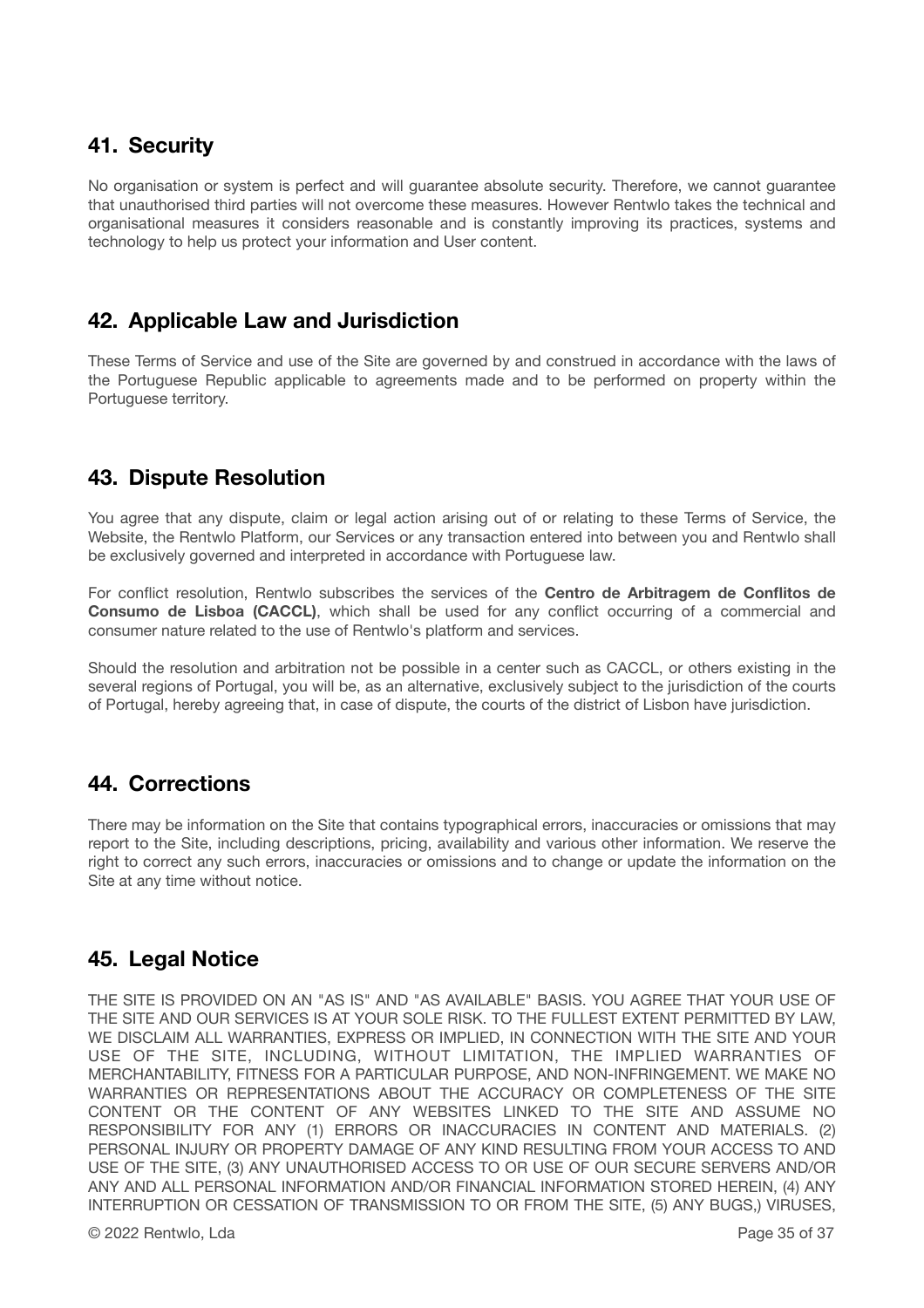## 41. Security

No organisation or system is perfect and will guarantee absolute security. Therefore, we cannot guarantee that unauthorised third parties will not overcome these measures. However Rentwlo takes the technical and organisational measures it considers reasonable and is constantly improving its practices, systems and technology to help us protect your information and User content.

## 42. Applicable Law and Jurisdiction

These Terms of Service and use of the Site are governed by and construed in accordance with the laws of the Portuguese Republic applicable to agreements made and to be performed on property within the Portuguese territory.

## 43. Dispute Resolution

You agree that any dispute, claim or legal action arising out of or relating to these Terms of Service, the Website, the Rentwlo Platform, our Services or any transaction entered into between you and Rentwlo shall be exclusively governed and interpreted in accordance with Portuguese law.

For conflict resolution, Rentwlo subscribes the services of the **Centro de Arbitragem de Conflitos de Consumo de Lisboa (CACCL)**, which shall be used for any conflict occurring of a commercial and consumer nature related to the use of Rentwlo's platform and services.

Should the resolution and arbitration not be possible in a center such as CACCL, or others existing in the several regions of Portugal, you will be, as an alternative, exclusively subject to the jurisdiction of the courts of Portugal, hereby agreeing that, in case of dispute, the courts of the district of Lisbon have jurisdiction.

## 44. Corrections

There may be information on the Site that contains typographical errors, inaccuracies or omissions that may report to the Site, including descriptions, pricing, availability and various other information. We reserve the right to correct any such errors, inaccuracies or omissions and to change or update the information on the Site at any time without notice.

## 45. Legal Notice

THE SITE IS PROVIDED ON AN "AS IS" AND "AS AVAILABLE" BASIS. YOU AGREE THAT YOUR USE OF THE SITE AND OUR SERVICES IS AT YOUR SOLE RISK. TO THE FULLEST EXTENT PERMITTED BY LAW, WE DISCLAIM ALL WARRANTIES, EXPRESS OR IMPLIED, IN CONNECTION WITH THE SITE AND YOUR USE OF THE SITE, INCLUDING, WITHOUT LIMITATION, THE IMPLIED WARRANTIES OF MERCHANTABILITY, FITNESS FOR A PARTICULAR PURPOSE, AND NON-INFRINGEMENT. WE MAKE NO WARRANTIES OR REPRESENTATIONS ABOUT THE ACCURACY OR COMPLETENESS OF THE SITE CONTENT OR THE CONTENT OF ANY WEBSITES LINKED TO THE SITE AND ASSUME NO RESPONSIBILITY FOR ANY (1) ERRORS OR INACCURACIES IN CONTENT AND MATERIALS. (2) PERSONAL INJURY OR PROPERTY DAMAGE OF ANY KIND RESULTING FROM YOUR ACCESS TO AND USE OF THE SITE, (3) ANY UNAUTHORISED ACCESS TO OR USE OF OUR SECURE SERVERS AND/OR ANY AND ALL PERSONAL INFORMATION AND/OR FINANCIAL INFORMATION STORED HEREIN, (4) ANY INTERRUPTION OR CESSATION OF TRANSMISSION TO OR FROM THE SITE, (5) ANY BUGS,) VIRUSES,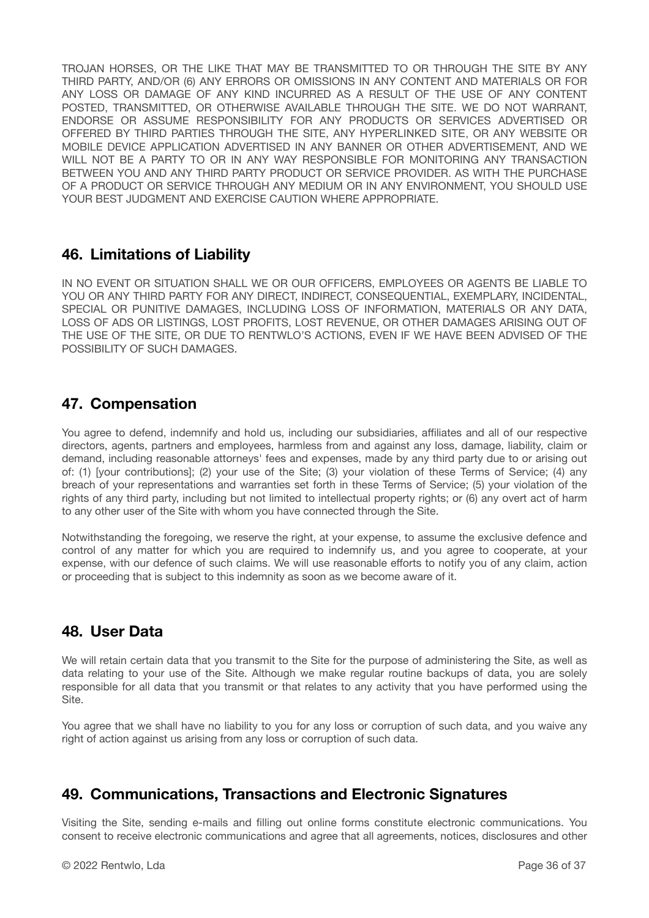TROJAN HORSES, OR THE LIKE THAT MAY BE TRANSMITTED TO OR THROUGH THE SITE BY ANY THIRD PARTY, AND/OR (6) ANY ERRORS OR OMISSIONS IN ANY CONTENT AND MATERIALS OR FOR ANY LOSS OR DAMAGE OF ANY KIND INCURRED AS A RESULT OF THE USE OF ANY CONTENT POSTED, TRANSMITTED, OR OTHERWISE AVAILABLE THROUGH THE SITE. WE DO NOT WARRANT, ENDORSE OR ASSUME RESPONSIBILITY FOR ANY PRODUCTS OR SERVICES ADVERTISED OR OFFERED BY THIRD PARTIES THROUGH THE SITE, ANY HYPERLINKED SITE, OR ANY WEBSITE OR MOBILE DEVICE APPLICATION ADVERTISED IN ANY BANNER OR OTHER ADVERTISEMENT, AND WE WILL NOT BE A PARTY TO OR IN ANY WAY RESPONSIBLE FOR MONITORING ANY TRANSACTION BETWEEN YOU AND ANY THIRD PARTY PRODUCT OR SERVICE PROVIDER. AS WITH THE PURCHASE OF A PRODUCT OR SERVICE THROUGH ANY MEDIUM OR IN ANY ENVIRONMENT, YOU SHOULD USE YOUR BEST JUDGMENT AND EXERCISE CAUTION WHERE APPROPRIATE.

## 46. Limitations of Liability

IN NO EVENT OR SITUATION SHALL WE OR OUR OFFICERS, EMPLOYEES OR AGENTS BE LIABLE TO YOU OR ANY THIRD PARTY FOR ANY DIRECT, INDIRECT, CONSEQUENTIAL, EXEMPLARY, INCIDENTAL, SPECIAL OR PUNITIVE DAMAGES, INCLUDING LOSS OF INFORMATION, MATERIALS OR ANY DATA, LOSS OF ADS OR LISTINGS, LOST PROFITS, LOST REVENUE, OR OTHER DAMAGES ARISING OUT OF THE USE OF THE SITE, OR DUE TO RENTWLO'S ACTIONS, EVEN IF WE HAVE BEEN ADVISED OF THE POSSIBILITY OF SUCH DAMAGES.

## 47. Compensation

You agree to defend, indemnify and hold us, including our subsidiaries, affiliates and all of our respective directors, agents, partners and employees, harmless from and against any loss, damage, liability, claim or demand, including reasonable attorneys' fees and expenses, made by any third party due to or arising out of: (1) [your contributions]; (2) your use of the Site; (3) your violation of these Terms of Service; (4) any breach of your representations and warranties set forth in these Terms of Service; (5) your violation of the rights of any third party, including but not limited to intellectual property rights; or (6) any overt act of harm to any other user of the Site with whom you have connected through the Site.

Notwithstanding the foregoing, we reserve the right, at your expense, to assume the exclusive defence and control of any matter for which you are required to indemnify us, and you agree to cooperate, at your expense, with our defence of such claims. We will use reasonable efforts to notify you of any claim, action or proceeding that is subject to this indemnity as soon as we become aware of it.

## 48. User Data

We will retain certain data that you transmit to the Site for the purpose of administering the Site, as well as data relating to your use of the Site. Although we make regular routine backups of data, you are solely responsible for all data that you transmit or that relates to any activity that you have performed using the Site.

You agree that we shall have no liability to you for any loss or corruption of such data, and you waive any right of action against us arising from any loss or corruption of such data.

## 49. Communications, Transactions and Electronic Signatures

Visiting the Site, sending e-mails and filling out online forms constitute electronic communications. You consent to receive electronic communications and agree that all agreements, notices, disclosures and other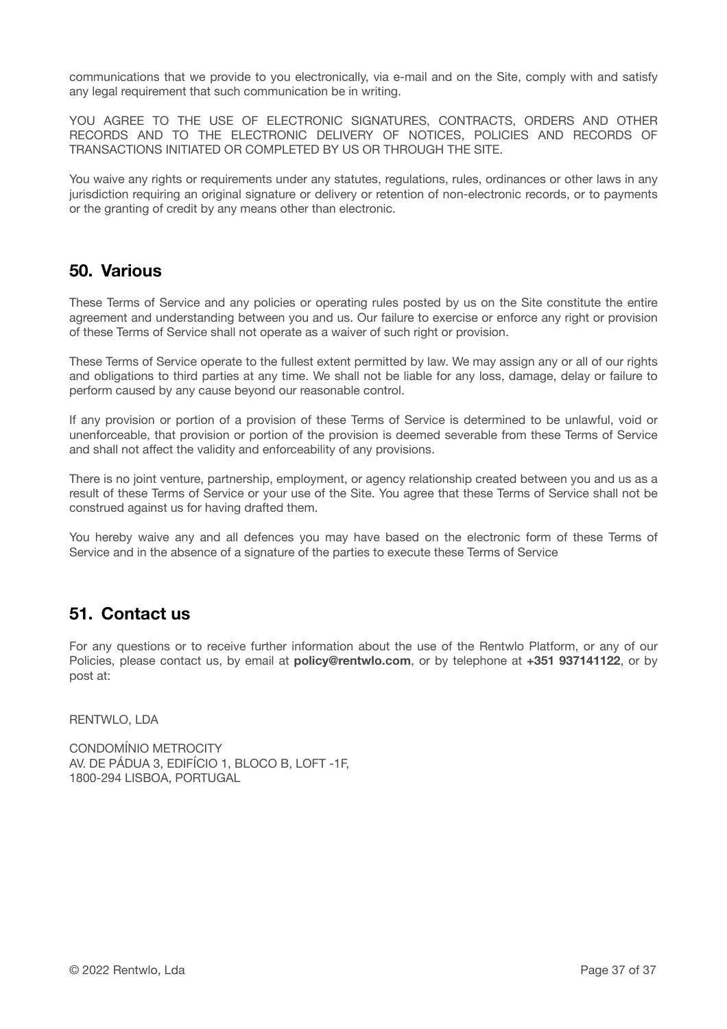communications that we provide to you electronically, via e-mail and on the Site, comply with and satisfy any legal requirement that such communication be in writing.

YOU AGREE TO THE USE OF ELECTRONIC SIGNATURES, CONTRACTS, ORDERS AND OTHER RECORDS AND TO THE ELECTRONIC DELIVERY OF NOTICES, POLICIES AND RECORDS OF TRANSACTIONS INITIATED OR COMPLETED BY US OR THROUGH THE SITE.

You waive any rights or requirements under any statutes, regulations, rules, ordinances or other laws in any jurisdiction requiring an original signature or delivery or retention of non-electronic records, or to payments or the granting of credit by any means other than electronic.

## 50. Various

These Terms of Service and any policies or operating rules posted by us on the Site constitute the entire agreement and understanding between you and us. Our failure to exercise or enforce any right or provision of these Terms of Service shall not operate as a waiver of such right or provision.

These Terms of Service operate to the fullest extent permitted by law. We may assign any or all of our rights and obligations to third parties at any time. We shall not be liable for any loss, damage, delay or failure to perform caused by any cause beyond our reasonable control.

If any provision or portion of a provision of these Terms of Service is determined to be unlawful, void or unenforceable, that provision or portion of the provision is deemed severable from these Terms of Service and shall not affect the validity and enforceability of any provisions.

There is no joint venture, partnership, employment, or agency relationship created between you and us as a result of these Terms of Service or your use of the Site. You agree that these Terms of Service shall not be construed against us for having drafted them.

You hereby waive any and all defences you may have based on the electronic form of these Terms of Service and in the absence of a signature of the parties to execute these Terms of Service

## 51. Contact us

For any questions or to receive further information about the use of the Rentwlo Platform, or any of our Policies, please contact us, by email at **policy@rentwlo.com**, or by telephone at **+351 937141122**, or by post at:

RENTWLO, LDA

CONDOMÍNIO METROCITY
AV. DE PÁDUA 3, EDIFÍCIO 1, BLOCO B, LOFT -1F,
1800-294 LISBOA, PORTUGAL